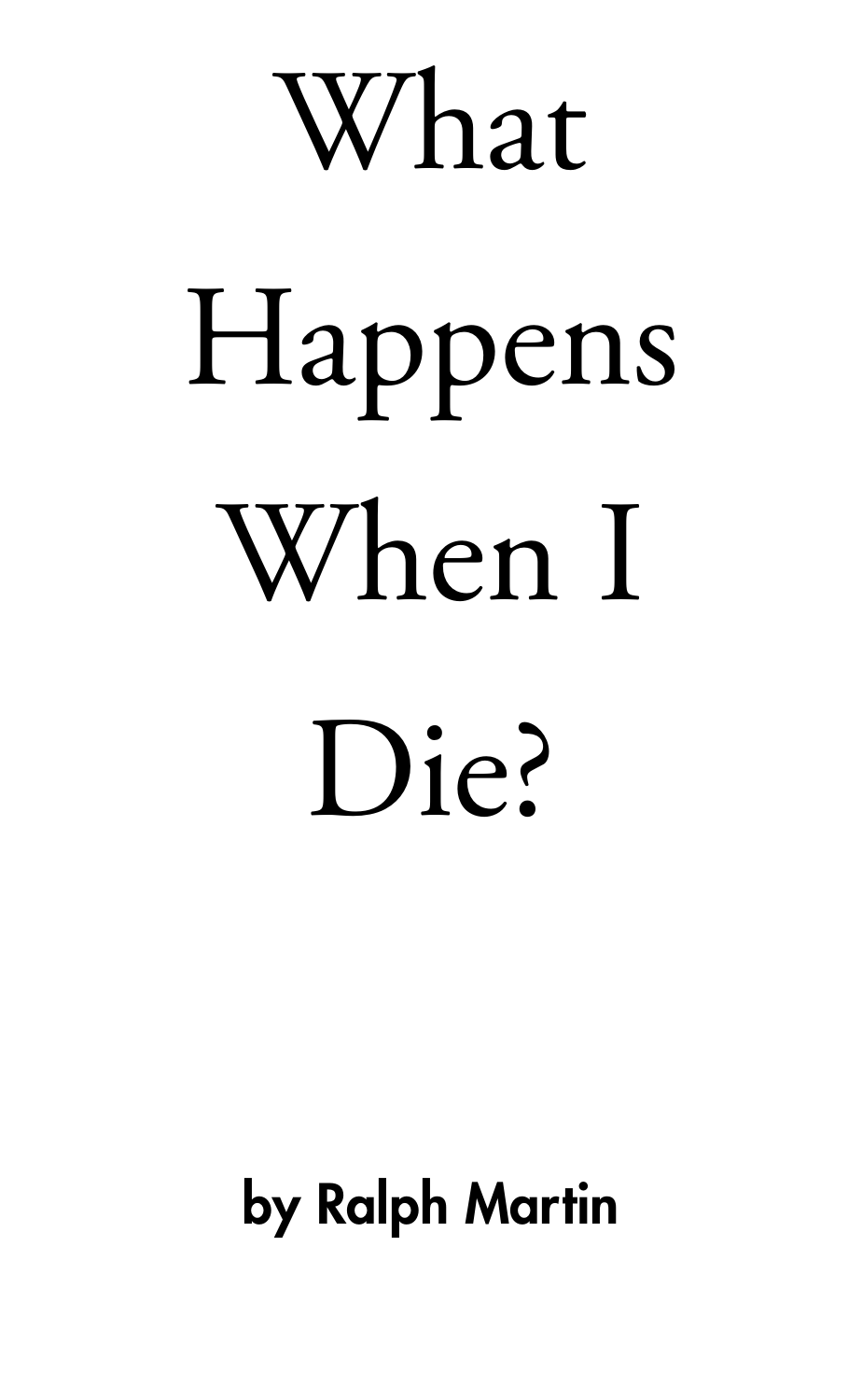# What Happens When I Die?

**by Ralph Martin**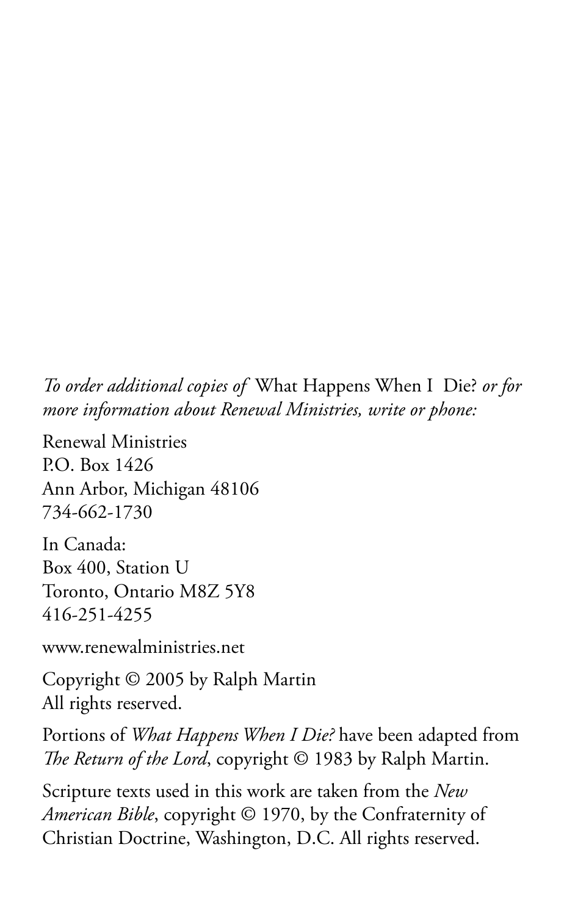*To order additional copies of* What Happens When I Die? *or for more information about Renewal Ministries, write or phone:*

Renewal Ministries
P.O. Box 1426
Ann Arbor, Michigan 48106
734-662-1730

In Canada:
Box 400, Station U
Toronto, Ontario M8Z 5Y8
416-251-4255

www.renewalministries.net

Copyright © 2005 by Ralph Martin
All rights reserved.

Portions of *What Happens When I Die?* have been adapted from *The Return of the Lord*, copyright © 1983 by Ralph Martin.

Scripture texts used in this work are taken from the *New American Bible*, copyright © 1970, by the Confraternity of Christian Doctrine, Washington, D.C. All rights reserved.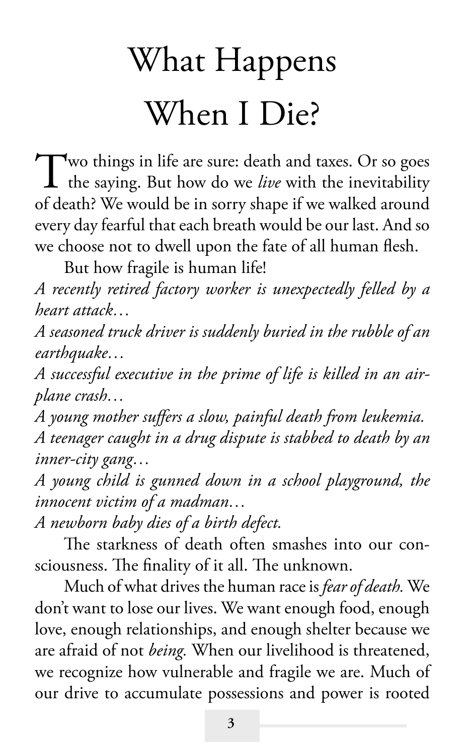# What Happens When I Die?

Two things in life are sure: death and taxes. Or so goes the saying. But how do we *live* with the inevitability of death? We would be in sorry shape if we walked around every day fearful that each breath would be our last. And so we choose not to dwell upon the fate of all human flesh.

But how fragile is human life!

*A recently retired factory worker is unexpectedly felled by a heart attack…*

*A seasoned truck driver is suddenly buried in the rubble of an earthquake…*

*A successful executive in the prime of life is killed in an airplane crash…*

*A young mother suffers a slow, painful death from leukemia.*

*A teenager caught in a drug dispute is stabbed to death by an inner-city gang…*

*A young child is gunned down in a school playground, the innocent victim of a madman…*

*A newborn baby dies of a birth defect.*

The starkness of death often smashes into our consciousness. The finality of it all. The unknown.

Much of what drives the human race is *fear of death.* We don't want to lose our lives. We want enough food, enough love, enough relationships, and enough shelter because we are afraid of not *being.* When our livelihood is threatened, we recognize how vulnerable and fragile we are. Much of our drive to accumulate possessions and power is rooted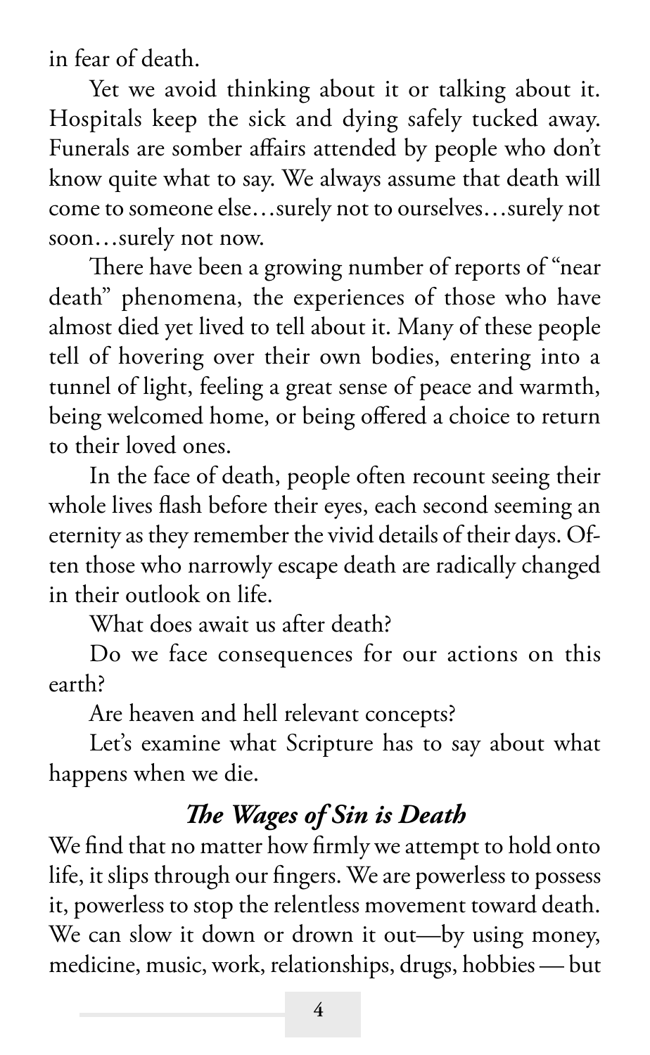in fear of death.

Yet we avoid thinking about it or talking about it. Hospitals keep the sick and dying safely tucked away. Funerals are somber affairs attended by people who don't know quite what to say. We always assume that death will come to someone else…surely not to ourselves…surely not soon…surely not now.

There have been a growing number of reports of "near death" phenomena, the experiences of those who have almost died yet lived to tell about it. Many of these people tell of hovering over their own bodies, entering into a tunnel of light, feeling a great sense of peace and warmth, being welcomed home, or being offered a choice to return to their loved ones.

In the face of death, people often recount seeing their whole lives flash before their eyes, each second seeming an eternity as they remember the vivid details of their days. Often those who narrowly escape death are radically changed in their outlook on life.

What does await us after death?

Do we face consequences for our actions on this earth?

Are heaven and hell relevant concepts?

Let's examine what Scripture has to say about what happens when we die.

### *The Wages of Sin is Death*

We find that no matter how firmly we attempt to hold onto life, it slips through our fingers. We are powerless to possess it, powerless to stop the relentless movement toward death. We can slow it down or drown it out—by using money, medicine, music, work, relationships, drugs, hobbies — but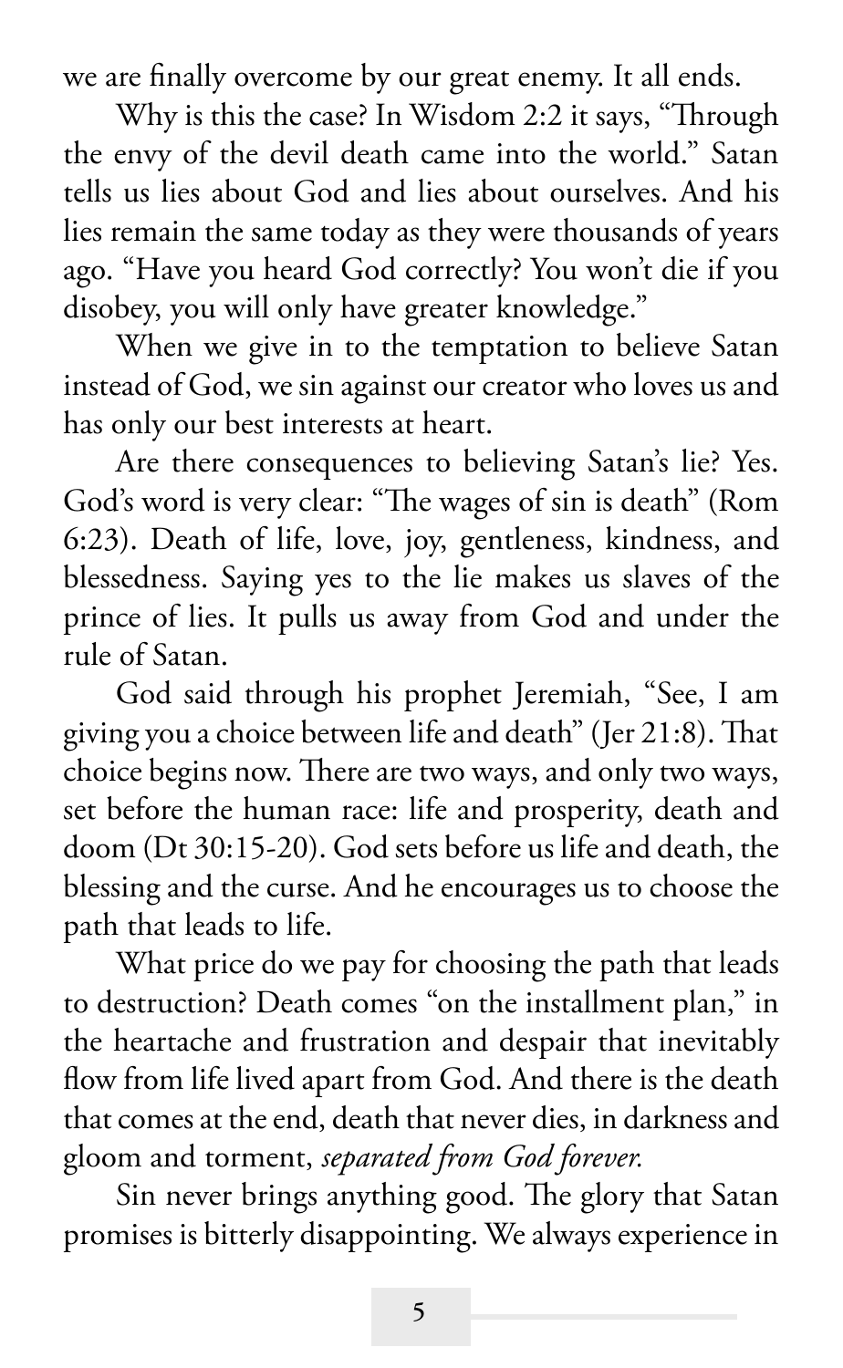we are finally overcome by our great enemy. It all ends.

Why is this the case? In Wisdom 2:2 it says, "Through the envy of the devil death came into the world." Satan tells us lies about God and lies about ourselves. And his lies remain the same today as they were thousands of years ago. "Have you heard God correctly? You won't die if you disobey, you will only have greater knowledge."

When we give in to the temptation to believe Satan instead of God, we sin against our creator who loves us and has only our best interests at heart.

Are there consequences to believing Satan's lie? Yes. God's word is very clear: "The wages of sin is death" (Rom 6:23). Death of life, love, joy, gentleness, kindness, and blessedness. Saying yes to the lie makes us slaves of the prince of lies. It pulls us away from God and under the rule of Satan.

God said through his prophet Jeremiah, "See, I am giving you a choice between life and death" (Jer 21:8). That choice begins now. There are two ways, and only two ways, set before the human race: life and prosperity, death and doom (Dt 30:15-20). God sets before us life and death, the blessing and the curse. And he encourages us to choose the path that leads to life.

What price do we pay for choosing the path that leads to destruction? Death comes "on the installment plan," in the heartache and frustration and despair that inevitably flow from life lived apart from God. And there is the death that comes at the end, death that never dies, in darkness and gloom and torment, *separated from God forever.*

Sin never brings anything good. The glory that Satan promises is bitterly disappointing. We always experience in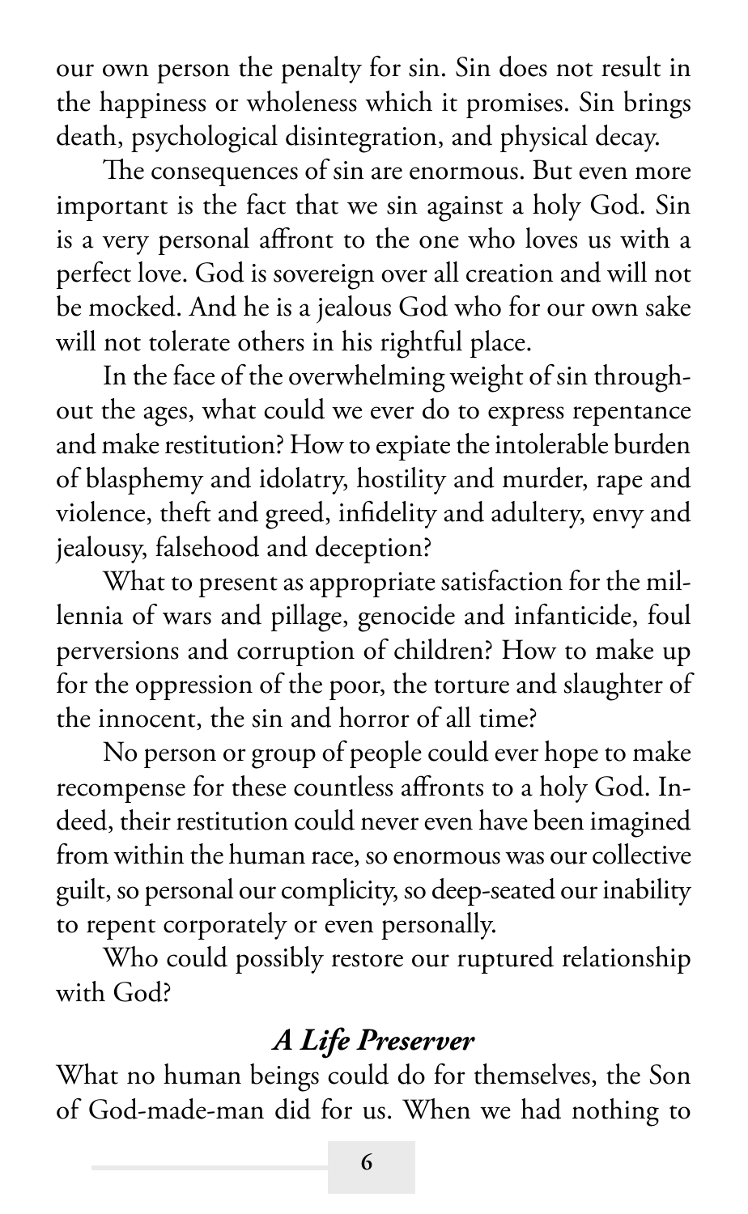our own person the penalty for sin. Sin does not result in the happiness or wholeness which it promises. Sin brings death, psychological disintegration, and physical decay.

The consequences of sin are enormous. But even more important is the fact that we sin against a holy God. Sin is a very personal affront to the one who loves us with a perfect love. God is sovereign over all creation and will not be mocked. And he is a jealous God who for our own sake will not tolerate others in his rightful place.

In the face of the overwhelming weight of sin throughout the ages, what could we ever do to express repentance and make restitution? How to expiate the intolerable burden of blasphemy and idolatry, hostility and murder, rape and violence, theft and greed, infidelity and adultery, envy and jealousy, falsehood and deception?

What to present as appropriate satisfaction for the millennia of wars and pillage, genocide and infanticide, foul perversions and corruption of children? How to make up for the oppression of the poor, the torture and slaughter of the innocent, the sin and horror of all time?

No person or group of people could ever hope to make recompense for these countless affronts to a holy God. Indeed, their restitution could never even have been imagined from within the human race, so enormous was our collective guilt, so personal our complicity, so deep-seated our inability to repent corporately or even personally.

Who could possibly restore our ruptured relationship with God?

### *A Life Preserver*

What no human beings could do for themselves, the Son of God-made-man did for us. When we had nothing to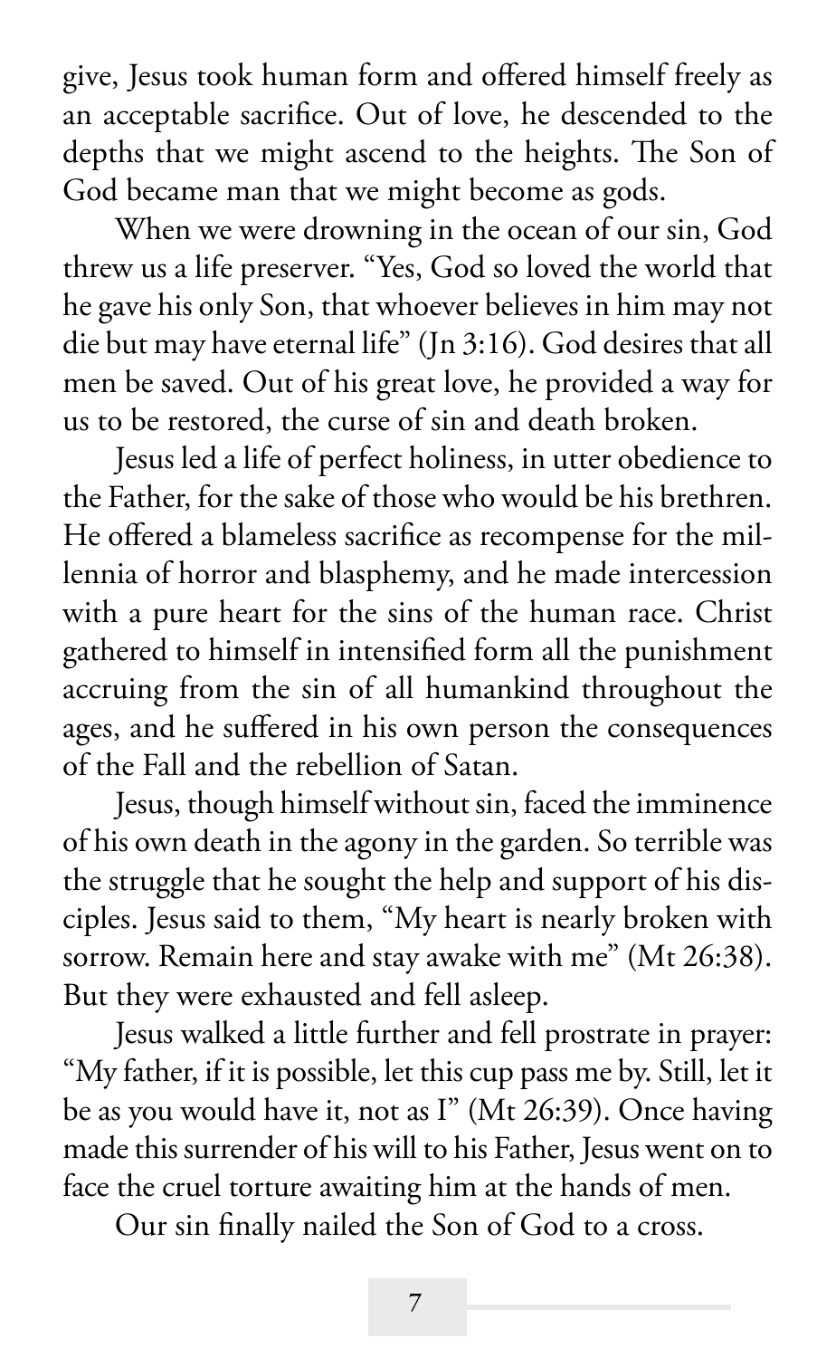give, Jesus took human form and offered himself freely as an acceptable sacrifice. Out of love, he descended to the depths that we might ascend to the heights. The Son of God became man that we might become as gods.

When we were drowning in the ocean of our sin, God threw us a life preserver. "Yes, God so loved the world that he gave his only Son, that whoever believes in him may not die but may have eternal life" (Jn 3:16). God desires that all men be saved. Out of his great love, he provided a way for us to be restored, the curse of sin and death broken.

Jesus led a life of perfect holiness, in utter obedience to the Father, for the sake of those who would be his brethren. He offered a blameless sacrifice as recompense for the millennia of horror and blasphemy, and he made intercession with a pure heart for the sins of the human race. Christ gathered to himself in intensified form all the punishment accruing from the sin of all humankind throughout the ages, and he suffered in his own person the consequences of the Fall and the rebellion of Satan.

Jesus, though himself without sin, faced the imminence of his own death in the agony in the garden. So terrible was the struggle that he sought the help and support of his disciples. Jesus said to them, "My heart is nearly broken with sorrow. Remain here and stay awake with me" (Mt 26:38). But they were exhausted and fell asleep.

Jesus walked a little further and fell prostrate in prayer: "My father, if it is possible, let this cup pass me by. Still, let it be as you would have it, not as I" (Mt 26:39). Once having made this surrender of his will to his Father, Jesus went on to face the cruel torture awaiting him at the hands of men.

Our sin finally nailed the Son of God to a cross.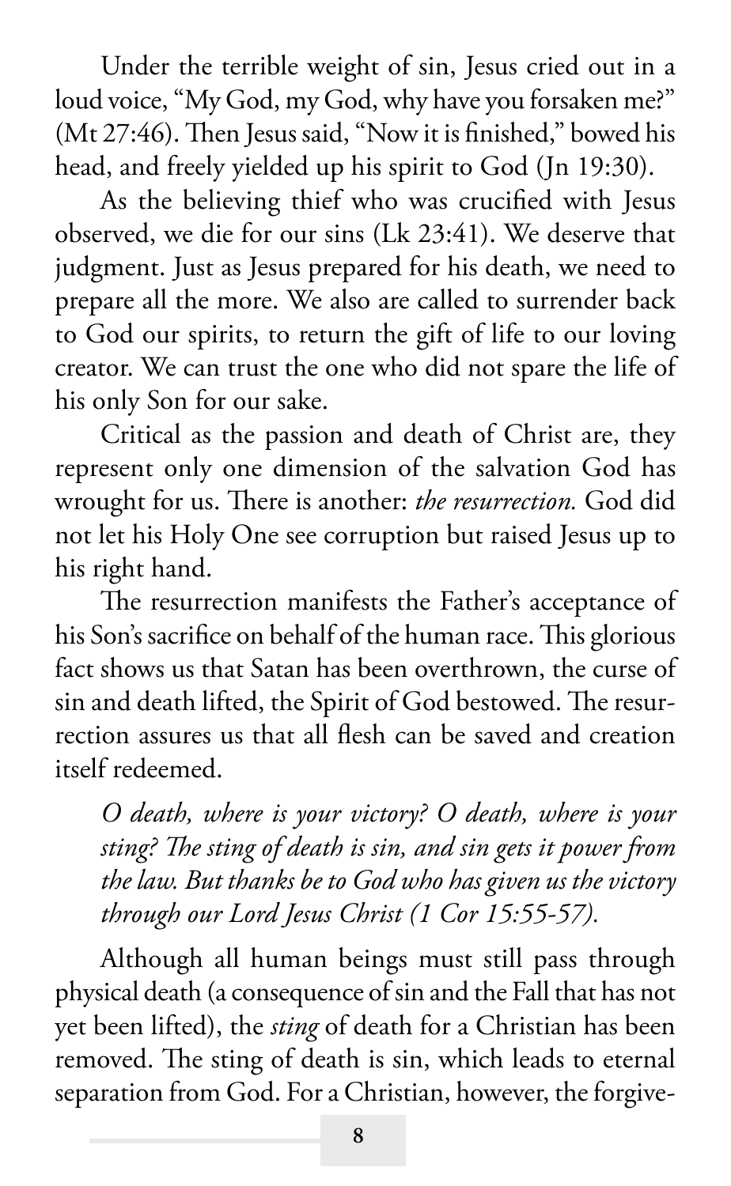Under the terrible weight of sin, Jesus cried out in a loud voice, "My God, my God, why have you forsaken me?" (Mt 27:46). Then Jesus said, "Now it is finished," bowed his head, and freely yielded up his spirit to God (Jn 19:30).

As the believing thief who was crucified with Jesus observed, we die for our sins (Lk 23:41). We deserve that judgment. Just as Jesus prepared for his death, we need to prepare all the more. We also are called to surrender back to God our spirits, to return the gift of life to our loving creator. We can trust the one who did not spare the life of his only Son for our sake.

Critical as the passion and death of Christ are, they represent only one dimension of the salvation God has wrought for us. There is another: *the resurrection.* God did not let his Holy One see corruption but raised Jesus up to his right hand.

The resurrection manifests the Father's acceptance of his Son's sacrifice on behalf of the human race. This glorious fact shows us that Satan has been overthrown, the curse of sin and death lifted, the Spirit of God bestowed. The resurrection assures us that all flesh can be saved and creation itself redeemed.

> *O death, where is your victory? O death, where is your sting? The sting of death is sin, and sin gets it power from the law. But thanks be to God who has given us the victory through our Lord Jesus Christ (1 Cor 15:55-57).*

Although all human beings must still pass through physical death (a consequence of sin and the Fall that has not yet been lifted), the *sting* of death for a Christian has been removed. The sting of death is sin, which leads to eternal separation from God. For a Christian, however, the forgive-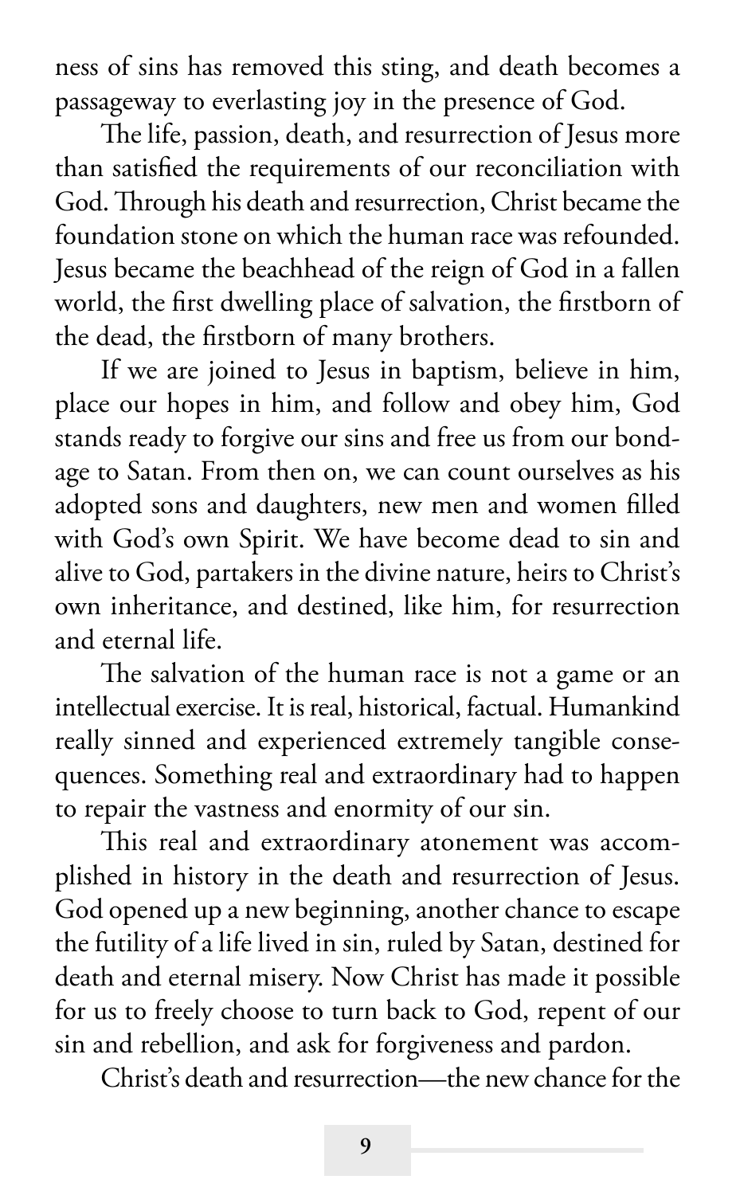ness of sins has removed this sting, and death becomes a passageway to everlasting joy in the presence of God.

The life, passion, death, and resurrection of Jesus more than satisfied the requirements of our reconciliation with God. Through his death and resurrection, Christ became the foundation stone on which the human race was refounded. Jesus became the beachhead of the reign of God in a fallen world, the first dwelling place of salvation, the firstborn of the dead, the firstborn of many brothers.

If we are joined to Jesus in baptism, believe in him, place our hopes in him, and follow and obey him, God stands ready to forgive our sins and free us from our bondage to Satan. From then on, we can count ourselves as his adopted sons and daughters, new men and women filled with God's own Spirit. We have become dead to sin and alive to God, partakers in the divine nature, heirs to Christ's own inheritance, and destined, like him, for resurrection and eternal life.

The salvation of the human race is not a game or an intellectual exercise. It is real, historical, factual. Humankind really sinned and experienced extremely tangible consequences. Something real and extraordinary had to happen to repair the vastness and enormity of our sin.

This real and extraordinary atonement was accomplished in history in the death and resurrection of Jesus. God opened up a new beginning, another chance to escape the futility of a life lived in sin, ruled by Satan, destined for death and eternal misery. Now Christ has made it possible for us to freely choose to turn back to God, repent of our sin and rebellion, and ask for forgiveness and pardon.

Christ's death and resurrection—the new chance for the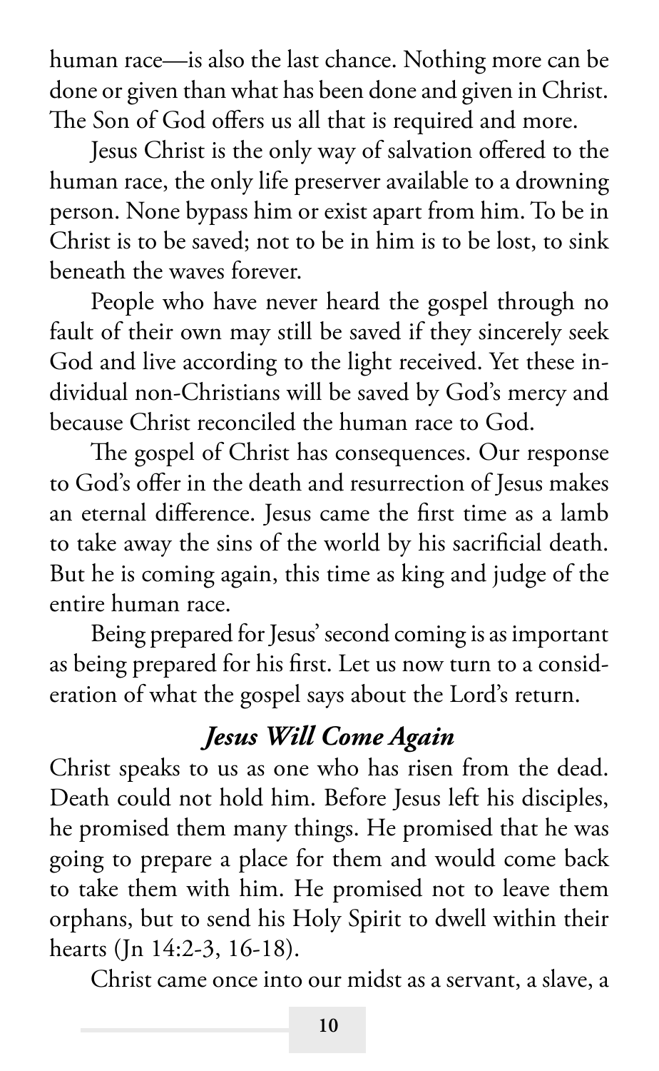human race—is also the last chance. Nothing more can be done or given than what has been done and given in Christ. The Son of God offers us all that is required and more.

Jesus Christ is the only way of salvation offered to the human race, the only life preserver available to a drowning person. None bypass him or exist apart from him. To be in Christ is to be saved; not to be in him is to be lost, to sink beneath the waves forever.

People who have never heard the gospel through no fault of their own may still be saved if they sincerely seek God and live according to the light received. Yet these individual non-Christians will be saved by God's mercy and because Christ reconciled the human race to God.

The gospel of Christ has consequences. Our response to God's offer in the death and resurrection of Jesus makes an eternal difference. Jesus came the first time as a lamb to take away the sins of the world by his sacrificial death. But he is coming again, this time as king and judge of the entire human race.

Being prepared for Jesus' second coming is as important as being prepared for his first. Let us now turn to a consideration of what the gospel says about the Lord's return.

### *Jesus Will Come Again*

Christ speaks to us as one who has risen from the dead. Death could not hold him. Before Jesus left his disciples, he promised them many things. He promised that he was going to prepare a place for them and would come back to take them with him. He promised not to leave them orphans, but to send his Holy Spirit to dwell within their hearts (Jn 14:2-3, 16-18).

Christ came once into our midst as a servant, a slave, a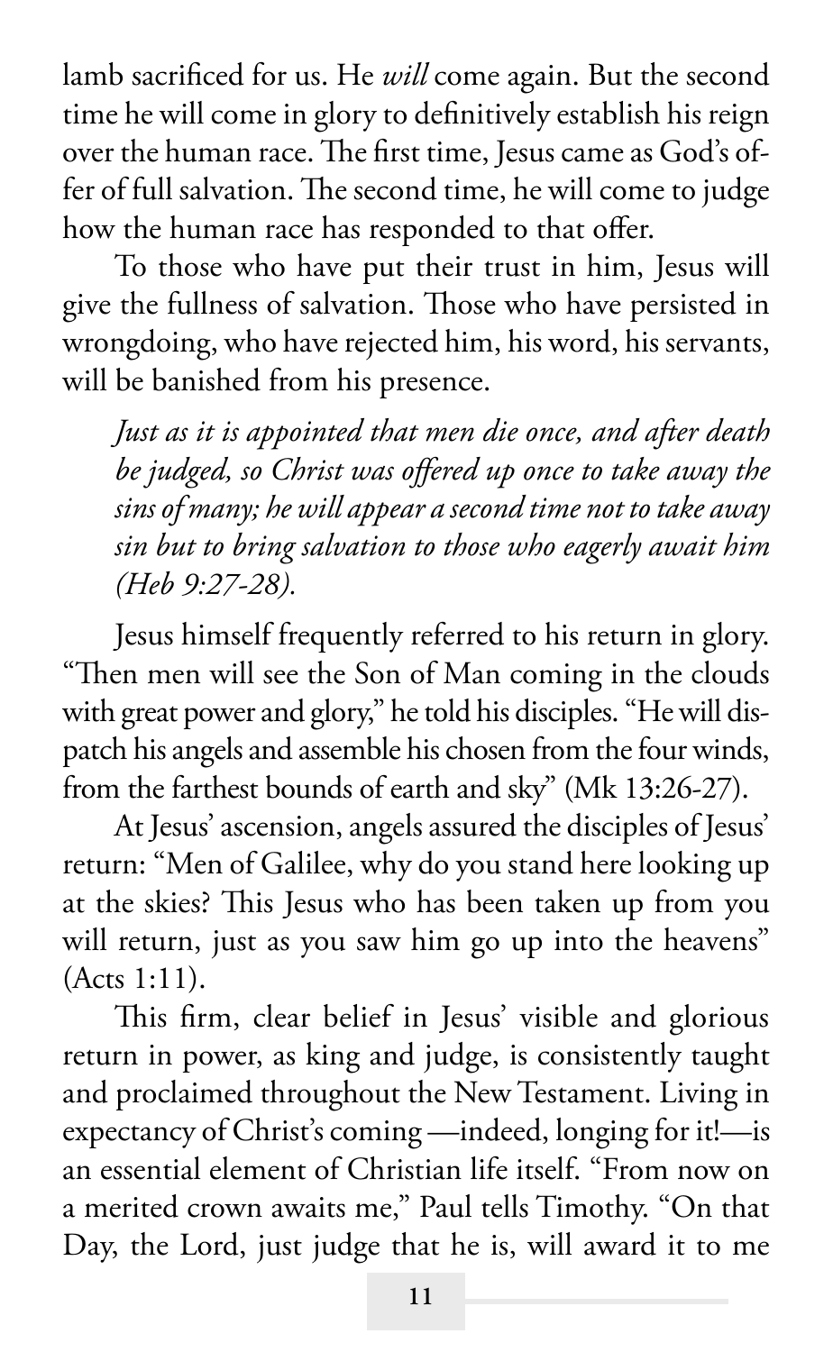lamb sacrificed for us. He *will* come again. But the second time he will come in glory to definitively establish his reign over the human race. The first time, Jesus came as God's offer of full salvation. The second time, he will come to judge how the human race has responded to that offer.

To those who have put their trust in him, Jesus will give the fullness of salvation. Those who have persisted in wrongdoing, who have rejected him, his word, his servants, will be banished from his presence.

> *Just as it is appointed that men die once, and after death be judged, so Christ was offered up once to take away the sins of many; he will appear a second time not to take away sin but to bring salvation to those who eagerly await him (Heb 9:27-28).*

Jesus himself frequently referred to his return in glory. "Then men will see the Son of Man coming in the clouds with great power and glory," he told his disciples. "He will dispatch his angels and assemble his chosen from the four winds, from the farthest bounds of earth and sky" (Mk 13:26-27).

At Jesus' ascension, angels assured the disciples of Jesus' return: "Men of Galilee, why do you stand here looking up at the skies? This Jesus who has been taken up from you will return, just as you saw him go up into the heavens" (Acts 1:11).

This firm, clear belief in Jesus' visible and glorious return in power, as king and judge, is consistently taught and proclaimed throughout the New Testament. Living in expectancy of Christ's coming —indeed, longing for it!—is an essential element of Christian life itself. "From now on a merited crown awaits me," Paul tells Timothy. "On that Day, the Lord, just judge that he is, will award it to me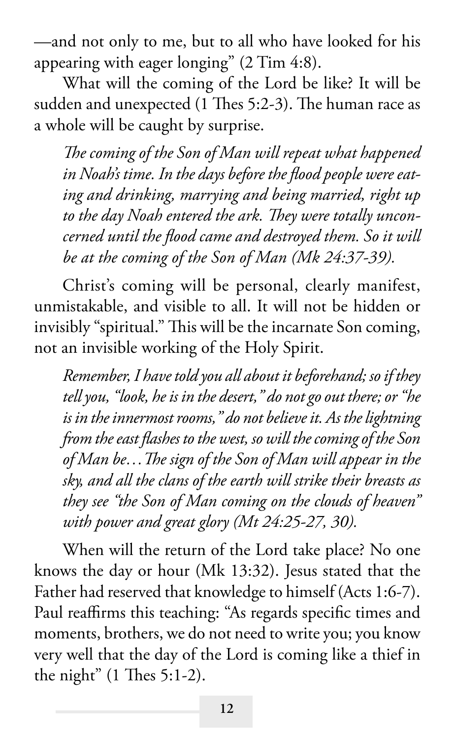—and not only to me, but to all who have looked for his appearing with eager longing" (2 Tim 4:8).

What will the coming of the Lord be like? It will be sudden and unexpected (1 Thes 5:2-3). The human race as a whole will be caught by surprise.

> *The coming of the Son of Man will repeat what happened in Noah's time. In the days before the flood people were eating and drinking, marrying and being married, right up to the day Noah entered the ark. They were totally unconcerned until the flood came and destroyed them. So it will be at the coming of the Son of Man (Mk 24:37-39).*

Christ's coming will be personal, clearly manifest, unmistakable, and visible to all. It will not be hidden or invisibly "spiritual." This will be the incarnate Son coming, not an invisible working of the Holy Spirit.

> *Remember, I have told you all about it beforehand; so if they tell you, "look, he is in the desert," do not go out there; or "he is in the innermost rooms," do not believe it. As the lightning from the east flashes to the west, so will the coming of the Son of Man be… The sign of the Son of Man will appear in the sky, and all the clans of the earth will strike their breasts as they see "the Son of Man coming on the clouds of heaven" with power and great glory (Mt 24:25-27, 30).*

When will the return of the Lord take place? No one knows the day or hour (Mk 13:32). Jesus stated that the Father had reserved that knowledge to himself (Acts 1:6-7). Paul reaffirms this teaching: "As regards specific times and moments, brothers, we do not need to write you; you know very well that the day of the Lord is coming like a thief in the night" (1 Thes 5:1-2).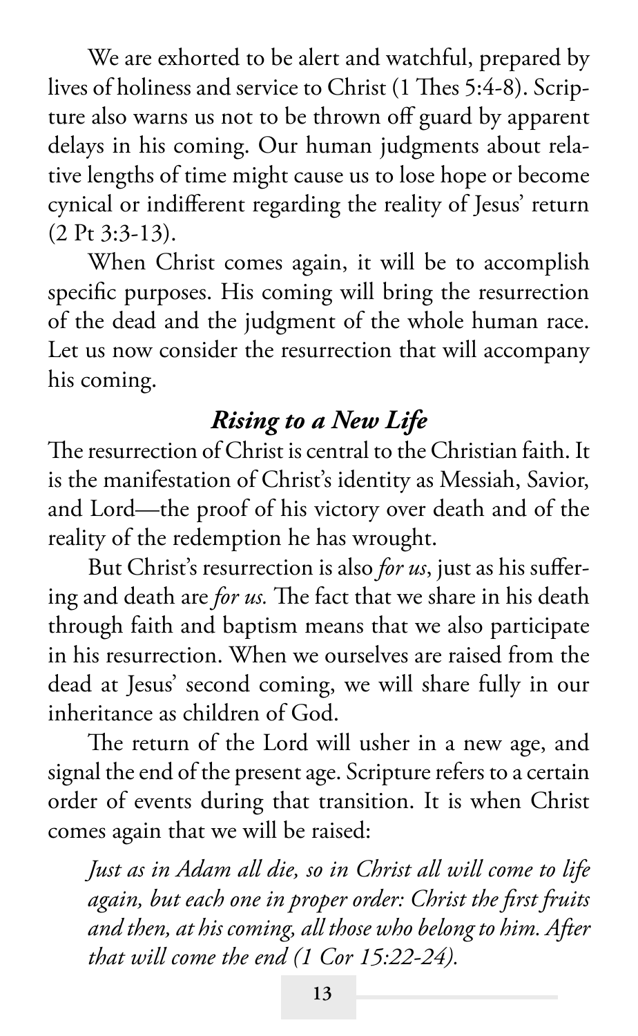We are exhorted to be alert and watchful, prepared by lives of holiness and service to Christ (1 Thes 5:4-8). Scripture also warns us not to be thrown off guard by apparent delays in his coming. Our human judgments about relative lengths of time might cause us to lose hope or become cynical or indifferent regarding the reality of Jesus' return (2 Pt 3:3-13).

When Christ comes again, it will be to accomplish specific purposes. His coming will bring the resurrection of the dead and the judgment of the whole human race. Let us now consider the resurrection that will accompany his coming.

### *Rising to a New Life*

The resurrection of Christ is central to the Christian faith. It is the manifestation of Christ's identity as Messiah, Savior, and Lord—the proof of his victory over death and of the reality of the redemption he has wrought.

But Christ's resurrection is also *for us*, just as his suffering and death are *for us.* The fact that we share in his death through faith and baptism means that we also participate in his resurrection. When we ourselves are raised from the dead at Jesus' second coming, we will share fully in our inheritance as children of God.

The return of the Lord will usher in a new age, and signal the end of the present age. Scripture refers to a certain order of events during that transition. It is when Christ comes again that we will be raised:

> *Just as in Adam all die, so in Christ all will come to life again, but each one in proper order: Christ the first fruits and then, at his coming, all those who belong to him. After that will come the end (1 Cor 15:22-24).*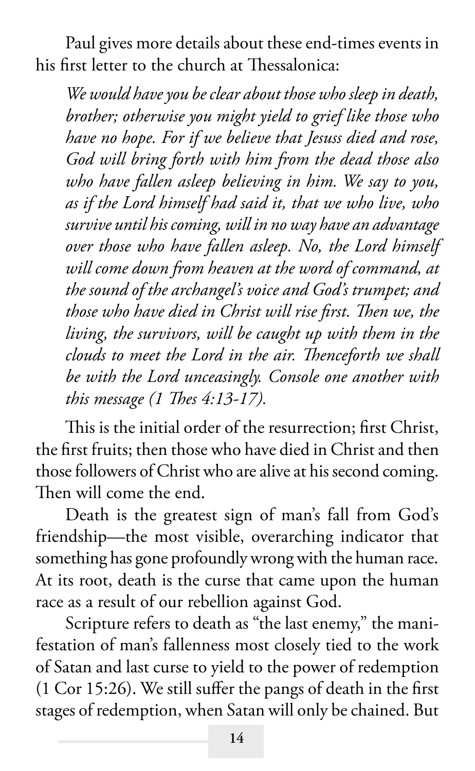Paul gives more details about these end-times events in his first letter to the church at Thessalonica:

> *We would have you be clear about those who sleep in death, brother; otherwise you might yield to grief like those who have no hope. For if we believe that Jesuss died and rose, God will bring forth with him from the dead those also who have fallen asleep believing in him. We say to you, as if the Lord himself had said it, that we who live, who survive until his coming, will in no way have an advantage over those who have fallen asleep. No, the Lord himself will come down from heaven at the word of command, at the sound of the archangel's voice and God's trumpet; and those who have died in Christ will rise first. Then we, the living, the survivors, will be caught up with them in the clouds to meet the Lord in the air. Thenceforth we shall be with the Lord unceasingly. Console one another with this message (1 Thes 4:13-17).*

This is the initial order of the resurrection; first Christ, the first fruits; then those who have died in Christ and then those followers of Christ who are alive at his second coming. Then will come the end.

Death is the greatest sign of man's fall from God's friendship—the most visible, overarching indicator that something has gone profoundly wrong with the human race. At its root, death is the curse that came upon the human race as a result of our rebellion against God.

Scripture refers to death as "the last enemy," the manifestation of man's fallenness most closely tied to the work of Satan and last curse to yield to the power of redemption (1 Cor 15:26). We still suffer the pangs of death in the first stages of redemption, when Satan will only be chained. But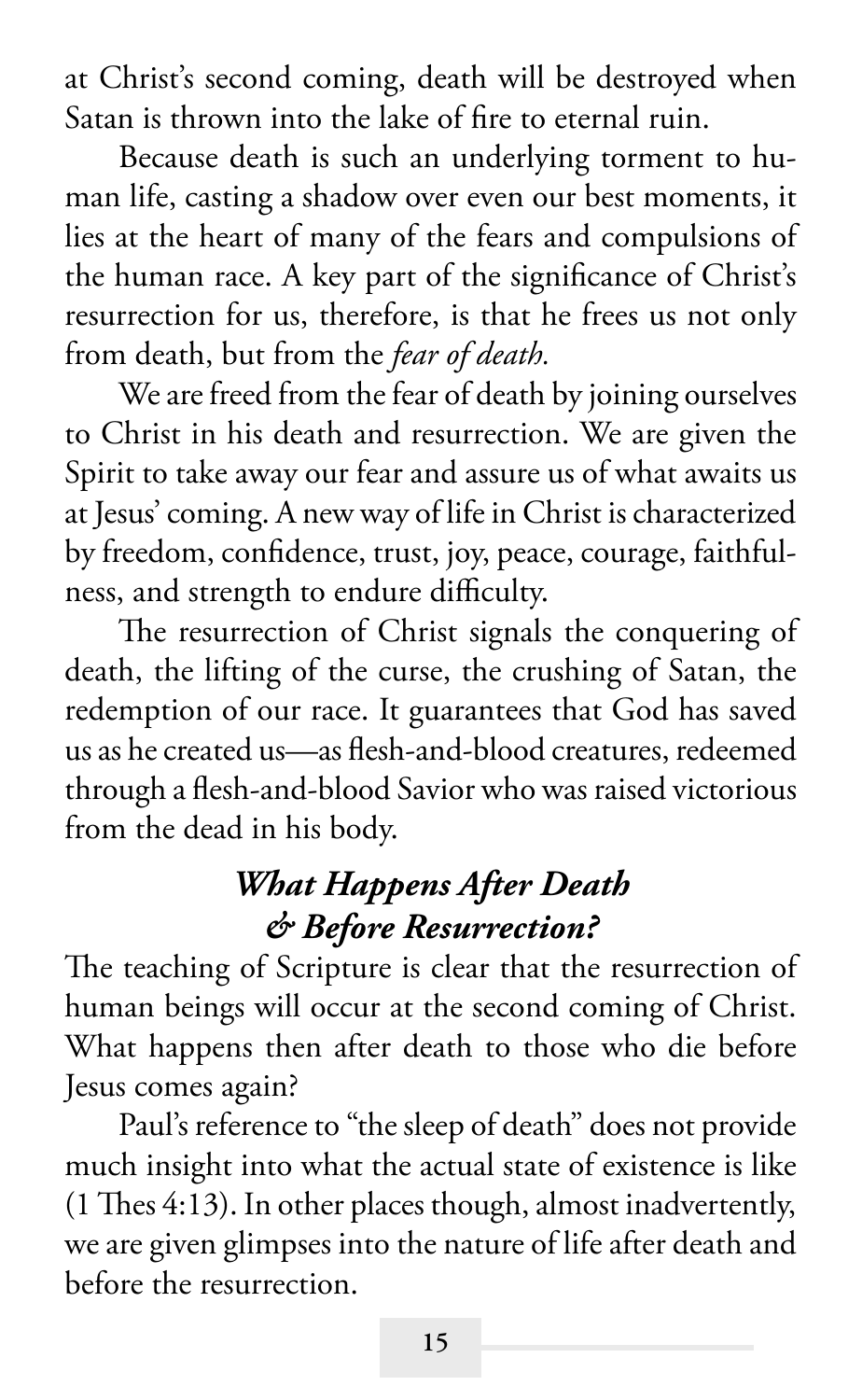at Christ's second coming, death will be destroyed when Satan is thrown into the lake of fire to eternal ruin.

Because death is such an underlying torment to human life, casting a shadow over even our best moments, it lies at the heart of many of the fears and compulsions of the human race. A key part of the significance of Christ's resurrection for us, therefore, is that he frees us not only from death, but from the *fear of death.*

We are freed from the fear of death by joining ourselves to Christ in his death and resurrection. We are given the Spirit to take away our fear and assure us of what awaits us at Jesus' coming. A new way of life in Christ is characterized by freedom, confidence, trust, joy, peace, courage, faithfulness, and strength to endure difficulty.

The resurrection of Christ signals the conquering of death, the lifting of the curse, the crushing of Satan, the redemption of our race. It guarantees that God has saved us as he created us—as flesh-and-blood creatures, redeemed through a flesh-and-blood Savior who was raised victorious from the dead in his body.

### *What Happens After Death & Before Resurrection?*

The teaching of Scripture is clear that the resurrection of human beings will occur at the second coming of Christ. What happens then after death to those who die before Jesus comes again?

Paul's reference to "the sleep of death" does not provide much insight into what the actual state of existence is like (1 Thes 4:13). In other places though, almost inadvertently, we are given glimpses into the nature of life after death and before the resurrection.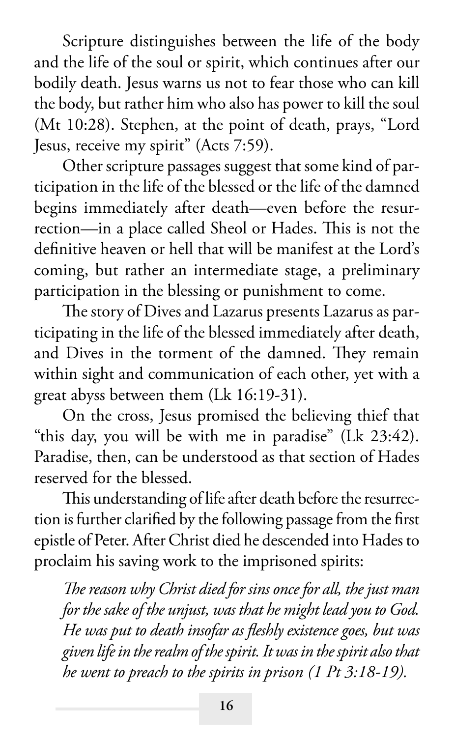Scripture distinguishes between the life of the body and the life of the soul or spirit, which continues after our bodily death. Jesus warns us not to fear those who can kill the body, but rather him who also has power to kill the soul (Mt 10:28). Stephen, at the point of death, prays, "Lord Jesus, receive my spirit" (Acts 7:59).

Other scripture passages suggest that some kind of participation in the life of the blessed or the life of the damned begins immediately after death—even before the resurrection—in a place called Sheol or Hades. This is not the definitive heaven or hell that will be manifest at the Lord's coming, but rather an intermediate stage, a preliminary participation in the blessing or punishment to come.

The story of Dives and Lazarus presents Lazarus as participating in the life of the blessed immediately after death, and Dives in the torment of the damned. They remain within sight and communication of each other, yet with a great abyss between them (Lk 16:19-31).

On the cross, Jesus promised the believing thief that "this day, you will be with me in paradise" (Lk 23:42). Paradise, then, can be understood as that section of Hades reserved for the blessed.

This understanding of life after death before the resurrection is further clarified by the following passage from the first epistle of Peter. After Christ died he descended into Hades to proclaim his saving work to the imprisoned spirits:

> *The reason why Christ died for sins once for all, the just man for the sake of the unjust, was that he might lead you to God. He was put to death insofar as fleshly existence goes, but was given life in the realm of the spirit. It was in the spirit also that he went to preach to the spirits in prison (1 Pt 3:18-19).*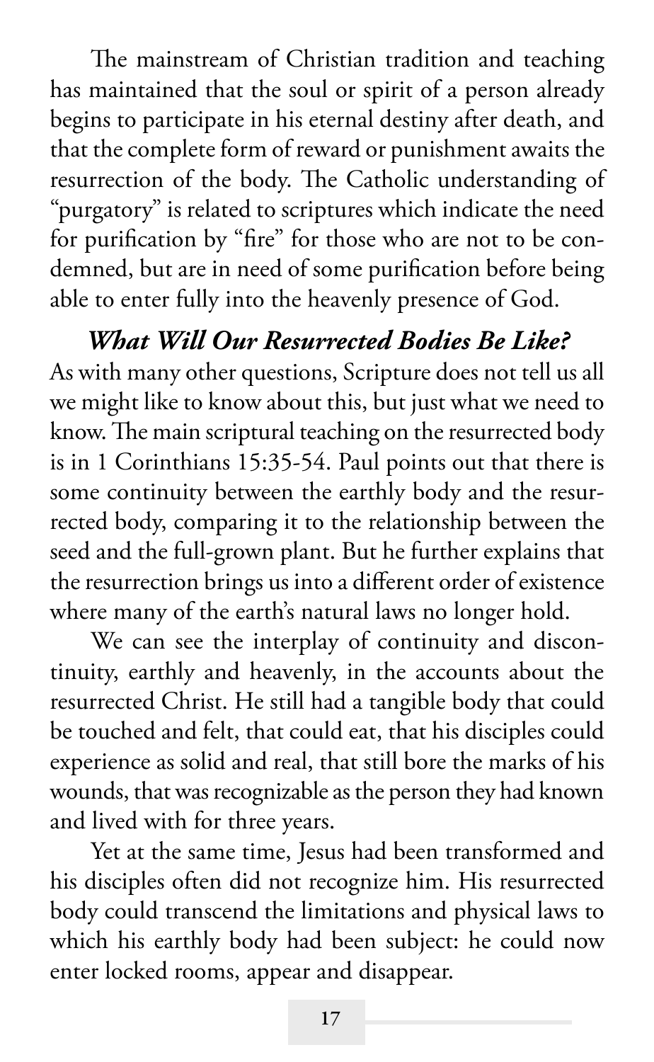The mainstream of Christian tradition and teaching has maintained that the soul or spirit of a person already begins to participate in his eternal destiny after death, and that the complete form of reward or punishment awaits the resurrection of the body. The Catholic understanding of "purgatory" is related to scriptures which indicate the need for purification by "fire" for those who are not to be condemned, but are in need of some purification before being able to enter fully into the heavenly presence of God.

### *What Will Our Resurrected Bodies Be Like?*

As with many other questions, Scripture does not tell us all we might like to know about this, but just what we need to know. The main scriptural teaching on the resurrected body is in 1 Corinthians 15:35-54. Paul points out that there is some continuity between the earthly body and the resurrected body, comparing it to the relationship between the seed and the full-grown plant. But he further explains that the resurrection brings us into a different order of existence where many of the earth's natural laws no longer hold.

We can see the interplay of continuity and discontinuity, earthly and heavenly, in the accounts about the resurrected Christ. He still had a tangible body that could be touched and felt, that could eat, that his disciples could experience as solid and real, that still bore the marks of his wounds, that was recognizable as the person they had known and lived with for three years.

Yet at the same time, Jesus had been transformed and his disciples often did not recognize him. His resurrected body could transcend the limitations and physical laws to which his earthly body had been subject: he could now enter locked rooms, appear and disappear.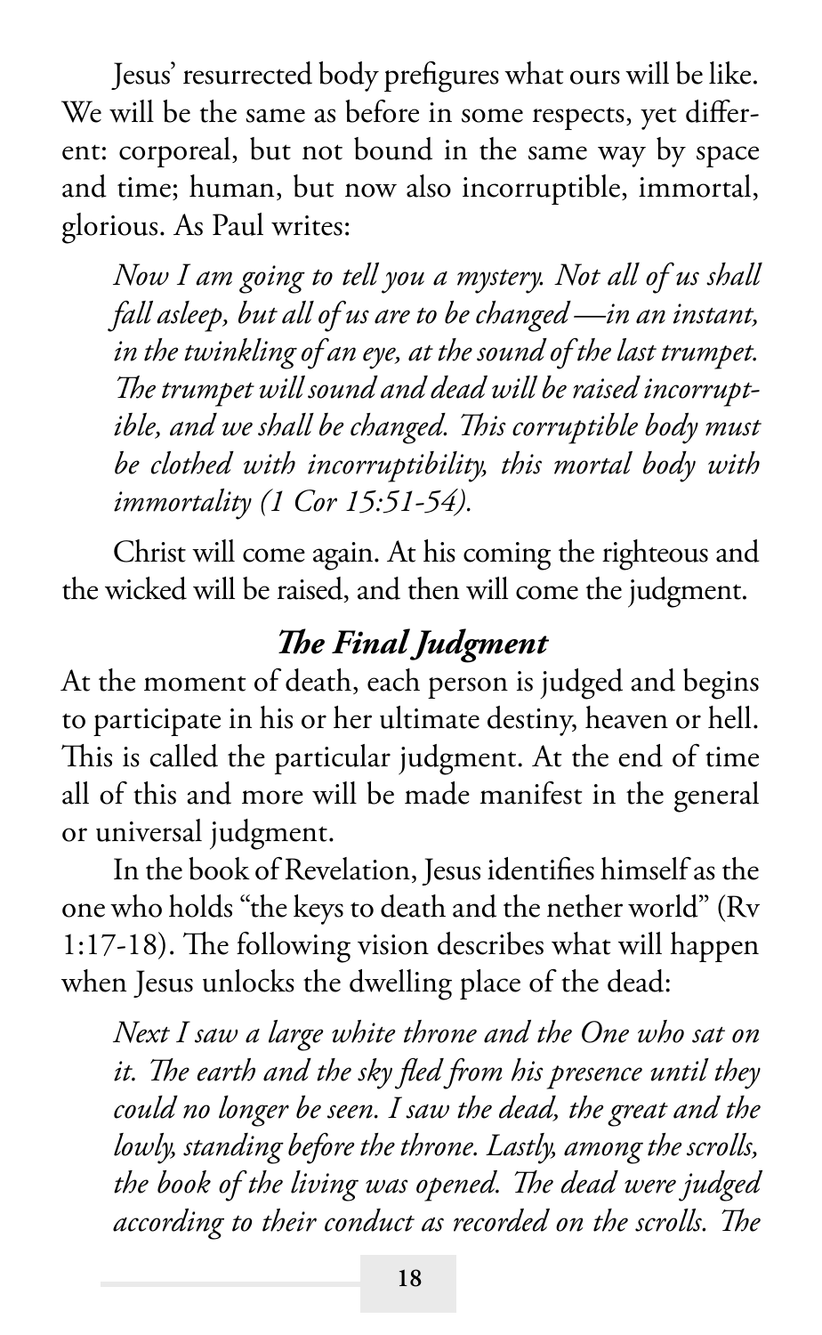Jesus' resurrected body prefigures what ours will be like. We will be the same as before in some respects, yet different: corporeal, but not bound in the same way by space and time; human, but now also incorruptible, immortal, glorious. As Paul writes:

> *Now I am going to tell you a mystery. Not all of us shall fall asleep, but all of us are to be changed —in an instant, in the twinkling of an eye, at the sound of the last trumpet. The trumpet will sound and dead will be raised incorruptible, and we shall be changed. This corruptible body must be clothed with incorruptibility, this mortal body with immortality (1 Cor 15:51-54).*

Christ will come again. At his coming the righteous and the wicked will be raised, and then will come the judgment.

### *The Final Judgment*

At the moment of death, each person is judged and begins to participate in his or her ultimate destiny, heaven or hell. This is called the particular judgment. At the end of time all of this and more will be made manifest in the general or universal judgment.

In the book of Revelation, Jesus identifies himself as the one who holds "the keys to death and the nether world" (Rv 1:17-18). The following vision describes what will happen when Jesus unlocks the dwelling place of the dead:

> *Next I saw a large white throne and the One who sat on it. The earth and the sky fled from his presence until they could no longer be seen. I saw the dead, the great and the lowly, standing before the throne. Lastly, among the scrolls, the book of the living was opened. The dead were judged according to their conduct as recorded on the scrolls. The*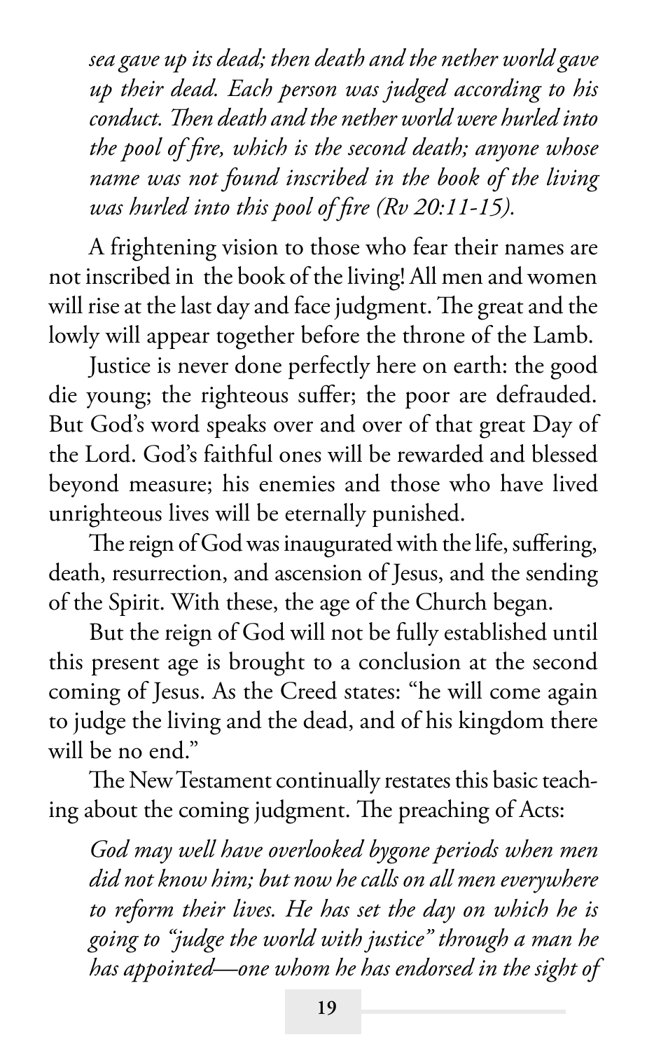*sea gave up its dead; then death and the nether world gave up their dead. Each person was judged according to his conduct. Then death and the nether world were hurled into the pool of fire, which is the second death; anyone whose name was not found inscribed in the book of the living was hurled into this pool of fire (Rv 20:11-15).*

A frightening vision to those who fear their names are not inscribed in the book of the living! All men and women will rise at the last day and face judgment. The great and the lowly will appear together before the throne of the Lamb.

Justice is never done perfectly here on earth: the good die young; the righteous suffer; the poor are defrauded. But God's word speaks over and over of that great Day of the Lord. God's faithful ones will be rewarded and blessed beyond measure; his enemies and those who have lived unrighteous lives will be eternally punished.

The reign of God was inaugurated with the life, suffering, death, resurrection, and ascension of Jesus, and the sending of the Spirit. With these, the age of the Church began.

But the reign of God will not be fully established until this present age is brought to a conclusion at the second coming of Jesus. As the Creed states: "he will come again to judge the living and the dead, and of his kingdom there will be no end."

The New Testament continually restates this basic teaching about the coming judgment. The preaching of Acts:

*God may well have overlooked bygone periods when men did not know him; but now he calls on all men everywhere to reform their lives. He has set the day on which he is going to "judge the world with justice" through a man he has appointed—one whom he has endorsed in the sight of*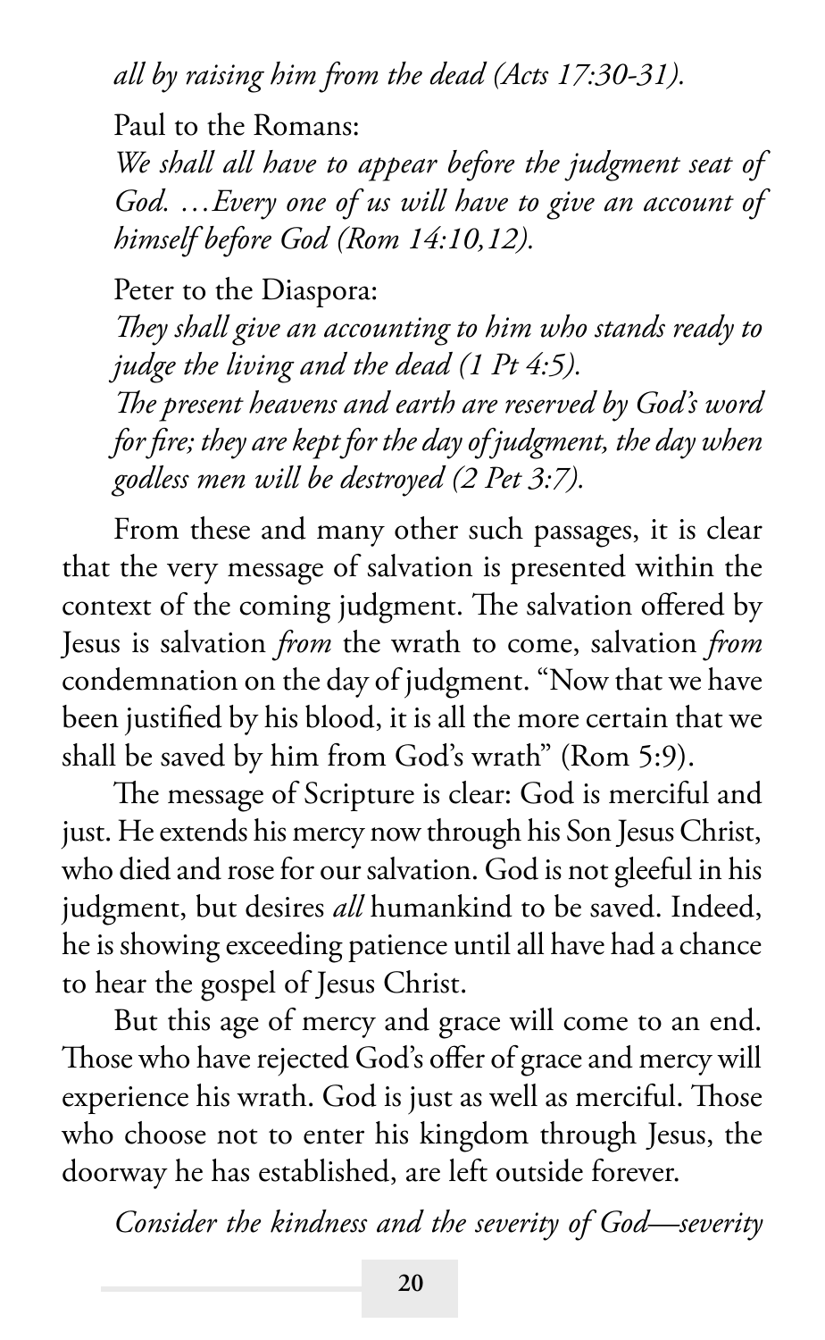*all by raising him from the dead (Acts 17:30-31).*

Paul to the Romans:

*We shall all have to appear before the judgment seat of God. …Every one of us will have to give an account of himself before God (Rom 14:10,12).*

Peter to the Diaspora:

*They shall give an accounting to him who stands ready to judge the living and the dead (1 Pt 4:5).*

*The present heavens and earth are reserved by God's word for fire; they are kept for the day of judgment, the day when godless men will be destroyed (2 Pet 3:7).*

From these and many other such passages, it is clear that the very message of salvation is presented within the context of the coming judgment. The salvation offered by Jesus is salvation *from* the wrath to come, salvation *from* condemnation on the day of judgment. "Now that we have been justified by his blood, it is all the more certain that we shall be saved by him from God's wrath" (Rom 5:9).

The message of Scripture is clear: God is merciful and just. He extends his mercy now through his Son Jesus Christ, who died and rose for our salvation. God is not gleeful in his judgment, but desires *all* humankind to be saved. Indeed, he is showing exceeding patience until all have had a chance to hear the gospel of Jesus Christ.

But this age of mercy and grace will come to an end. Those who have rejected God's offer of grace and mercy will experience his wrath. God is just as well as merciful. Those who choose not to enter his kingdom through Jesus, the doorway he has established, are left outside forever.

*Consider the kindness and the severity of God—severity*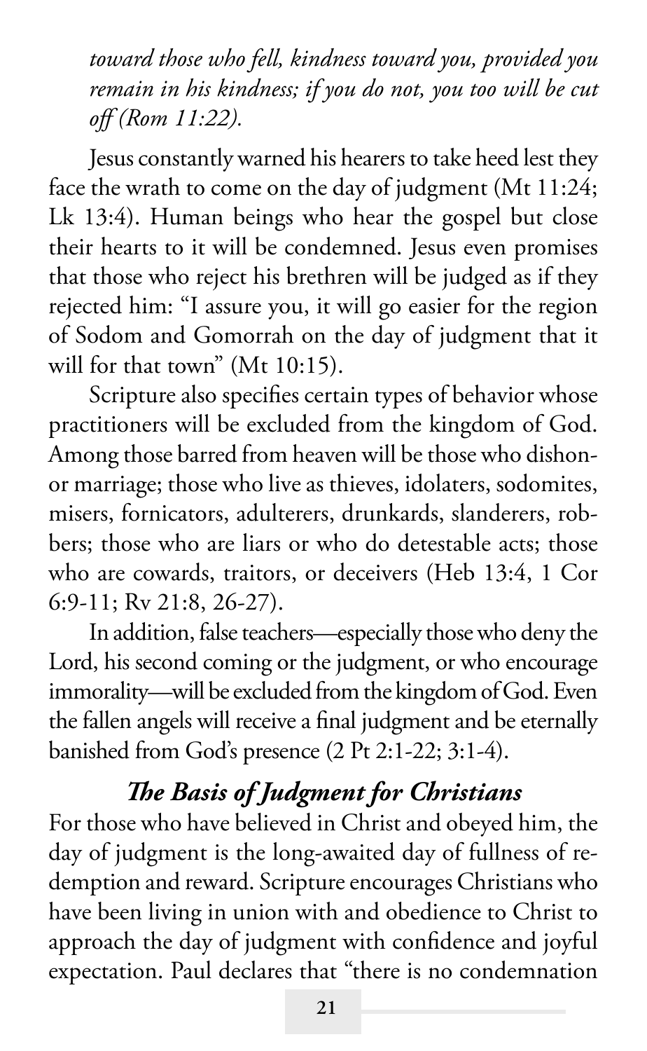*toward those who fell, kindness toward you, provided you remain in his kindness; if you do not, you too will be cut off (Rom 11:22).*

Jesus constantly warned his hearers to take heed lest they face the wrath to come on the day of judgment (Mt 11:24; Lk 13:4). Human beings who hear the gospel but close their hearts to it will be condemned. Jesus even promises that those who reject his brethren will be judged as if they rejected him: "I assure you, it will go easier for the region of Sodom and Gomorrah on the day of judgment that it will for that town" (Mt 10:15).

Scripture also specifies certain types of behavior whose practitioners will be excluded from the kingdom of God. Among those barred from heaven will be those who dishonor marriage; those who live as thieves, idolaters, sodomites, misers, fornicators, adulterers, drunkards, slanderers, robbers; those who are liars or who do detestable acts; those who are cowards, traitors, or deceivers (Heb 13:4, 1 Cor 6:9-11; Rv 21:8, 26-27).

In addition, false teachers—especially those who deny the Lord, his second coming or the judgment, or who encourage immorality—will be excluded from the kingdom of God. Even the fallen angels will receive a final judgment and be eternally banished from God's presence (2 Pt 2:1-22; 3:1-4).

### *The Basis of Judgment for Christians*

For those who have believed in Christ and obeyed him, the day of judgment is the long-awaited day of fullness of redemption and reward. Scripture encourages Christians who have been living in union with and obedience to Christ to approach the day of judgment with confidence and joyful expectation. Paul declares that "there is no condemnation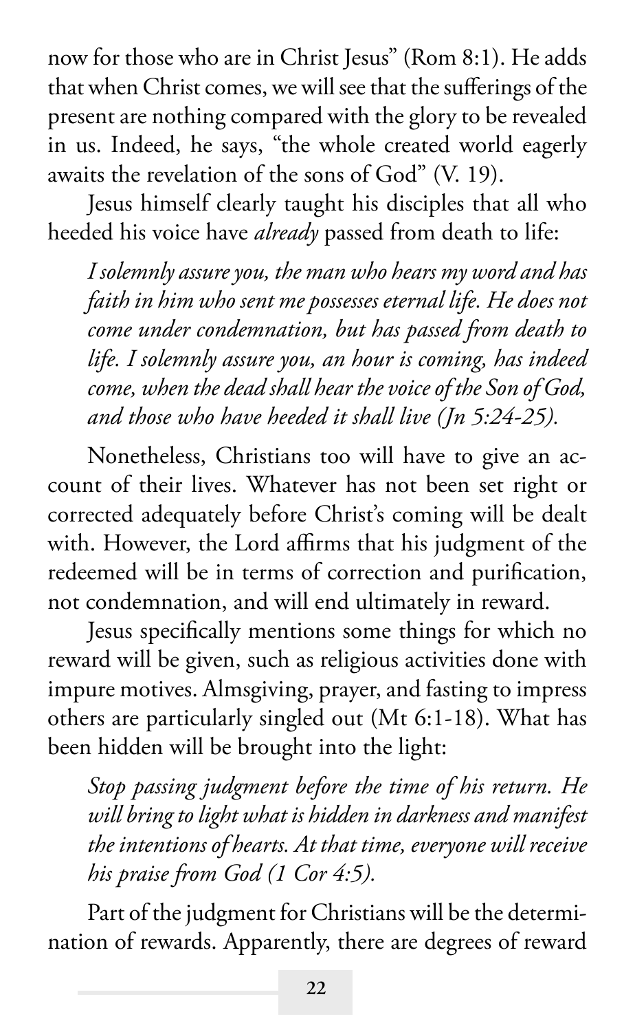now for those who are in Christ Jesus" (Rom 8:1). He adds that when Christ comes, we will see that the sufferings of the present are nothing compared with the glory to be revealed in us. Indeed, he says, "the whole created world eagerly awaits the revelation of the sons of God" (V. 19).

Jesus himself clearly taught his disciples that all who heeded his voice have *already* passed from death to life:

> *I solemnly assure you, the man who hears my word and has faith in him who sent me possesses eternal life. He does not come under condemnation, but has passed from death to life. I solemnly assure you, an hour is coming, has indeed come, when the dead shall hear the voice of the Son of God, and those who have heeded it shall live (Jn 5:24-25).*

Nonetheless, Christians too will have to give an account of their lives. Whatever has not been set right or corrected adequately before Christ's coming will be dealt with. However, the Lord affirms that his judgment of the redeemed will be in terms of correction and purification, not condemnation, and will end ultimately in reward.

Jesus specifically mentions some things for which no reward will be given, such as religious activities done with impure motives. Almsgiving, prayer, and fasting to impress others are particularly singled out (Mt 6:1-18). What has been hidden will be brought into the light:

> *Stop passing judgment before the time of his return. He will bring to light what is hidden in darkness and manifest the intentions of hearts. At that time, everyone will receive his praise from God (1 Cor 4:5).*

Part of the judgment for Christians will be the determination of rewards. Apparently, there are degrees of reward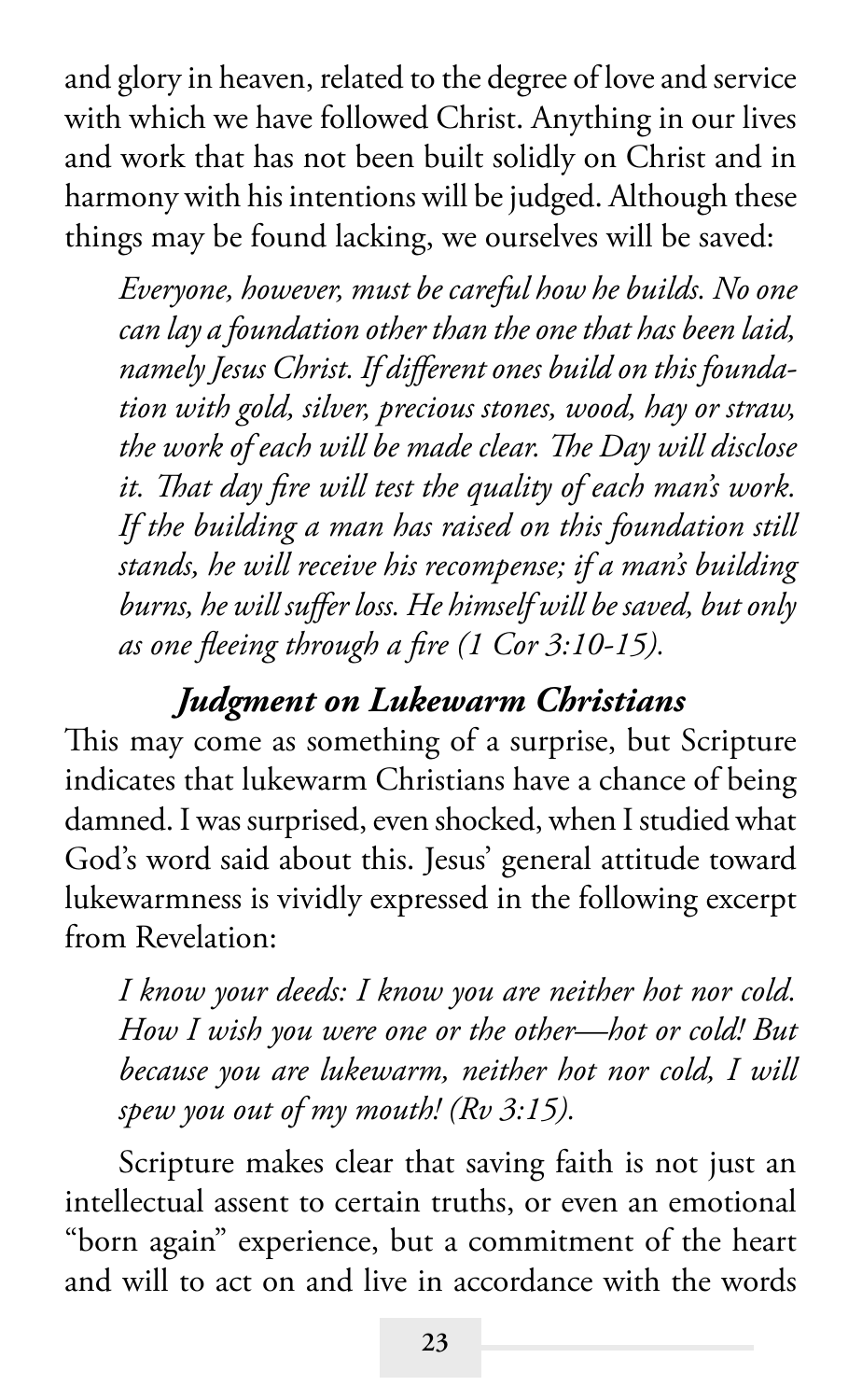and glory in heaven, related to the degree of love and service with which we have followed Christ. Anything in our lives and work that has not been built solidly on Christ and in harmony with his intentions will be judged. Although these things may be found lacking, we ourselves will be saved:

> *Everyone, however, must be careful how he builds. No one can lay a foundation other than the one that has been laid, namely Jesus Christ. If different ones build on this foundation with gold, silver, precious stones, wood, hay or straw, the work of each will be made clear. The Day will disclose it. That day fire will test the quality of each man's work. If the building a man has raised on this foundation still stands, he will receive his recompense; if a man's building burns, he will suffer loss. He himself will be saved, but only as one fleeing through a fire (1 Cor 3:10-15).*

### *Judgment on Lukewarm Christians*

This may come as something of a surprise, but Scripture indicates that lukewarm Christians have a chance of being damned. I was surprised, even shocked, when I studied what God's word said about this. Jesus' general attitude toward lukewarmness is vividly expressed in the following excerpt from Revelation:

> *I know your deeds: I know you are neither hot nor cold. How I wish you were one or the other—hot or cold! But because you are lukewarm, neither hot nor cold, I will spew you out of my mouth! (Rv 3:15).*

Scripture makes clear that saving faith is not just an intellectual assent to certain truths, or even an emotional "born again" experience, but a commitment of the heart and will to act on and live in accordance with the words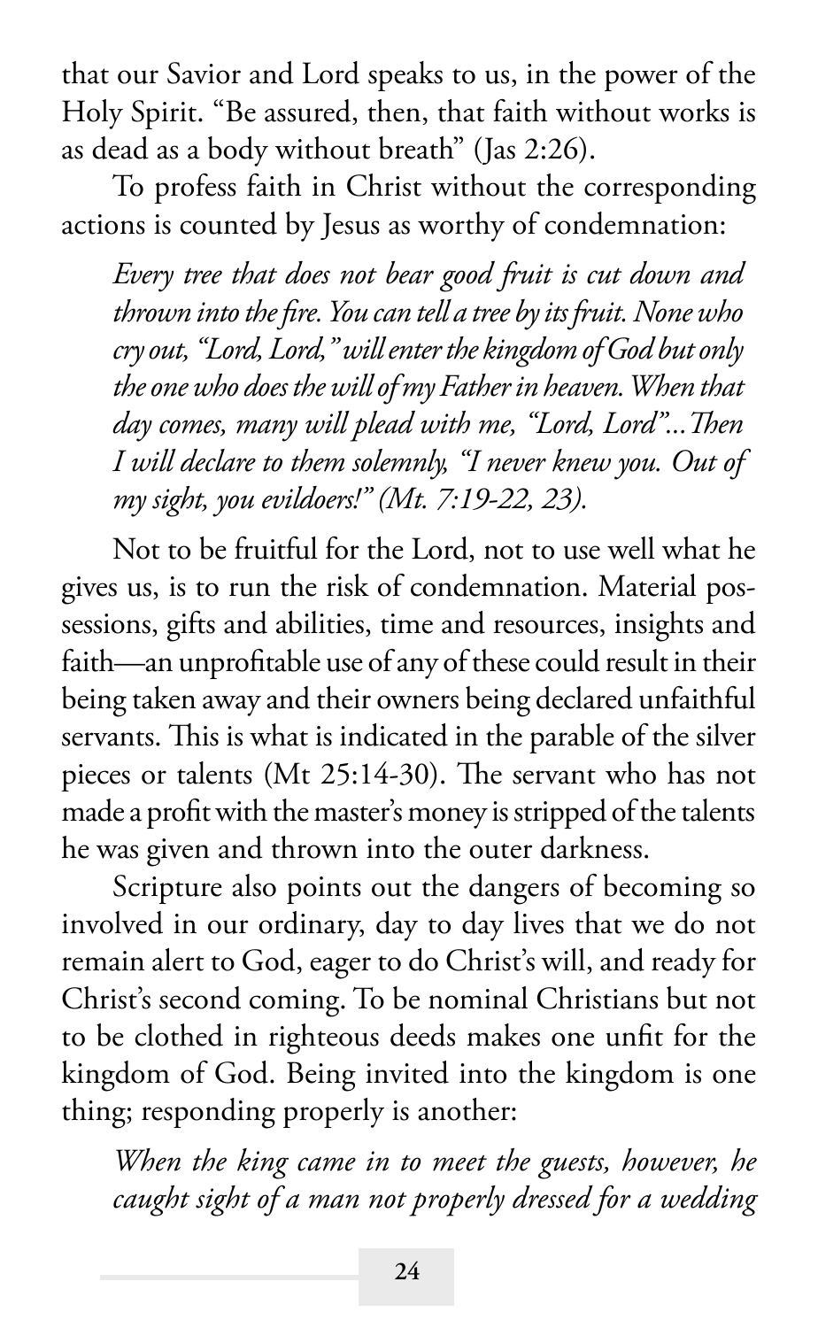that our Savior and Lord speaks to us, in the power of the Holy Spirit. "Be assured, then, that faith without works is as dead as a body without breath" (Jas 2:26).

To profess faith in Christ without the corresponding actions is counted by Jesus as worthy of condemnation:

> *Every tree that does not bear good fruit is cut down and thrown into the fire. You can tell a tree by its fruit. None who cry out, "Lord, Lord," will enter the kingdom of God but only the one who does the will of my Father in heaven. When that day comes, many will plead with me, "Lord, Lord"...Then I will declare to them solemnly, "I never knew you. Out of my sight, you evildoers!" (Mt. 7:19-22, 23).*

Not to be fruitful for the Lord, not to use well what he gives us, is to run the risk of condemnation. Material possessions, gifts and abilities, time and resources, insights and faith—an unprofitable use of any of these could result in their being taken away and their owners being declared unfaithful servants. This is what is indicated in the parable of the silver pieces or talents (Mt 25:14-30). The servant who has not made a profit with the master's money is stripped of the talents he was given and thrown into the outer darkness.

Scripture also points out the dangers of becoming so involved in our ordinary, day to day lives that we do not remain alert to God, eager to do Christ's will, and ready for Christ's second coming. To be nominal Christians but not to be clothed in righteous deeds makes one unfit for the kingdom of God. Being invited into the kingdom is one thing; responding properly is another:

> *When the king came in to meet the guests, however, he caught sight of a man not properly dressed for a wedding*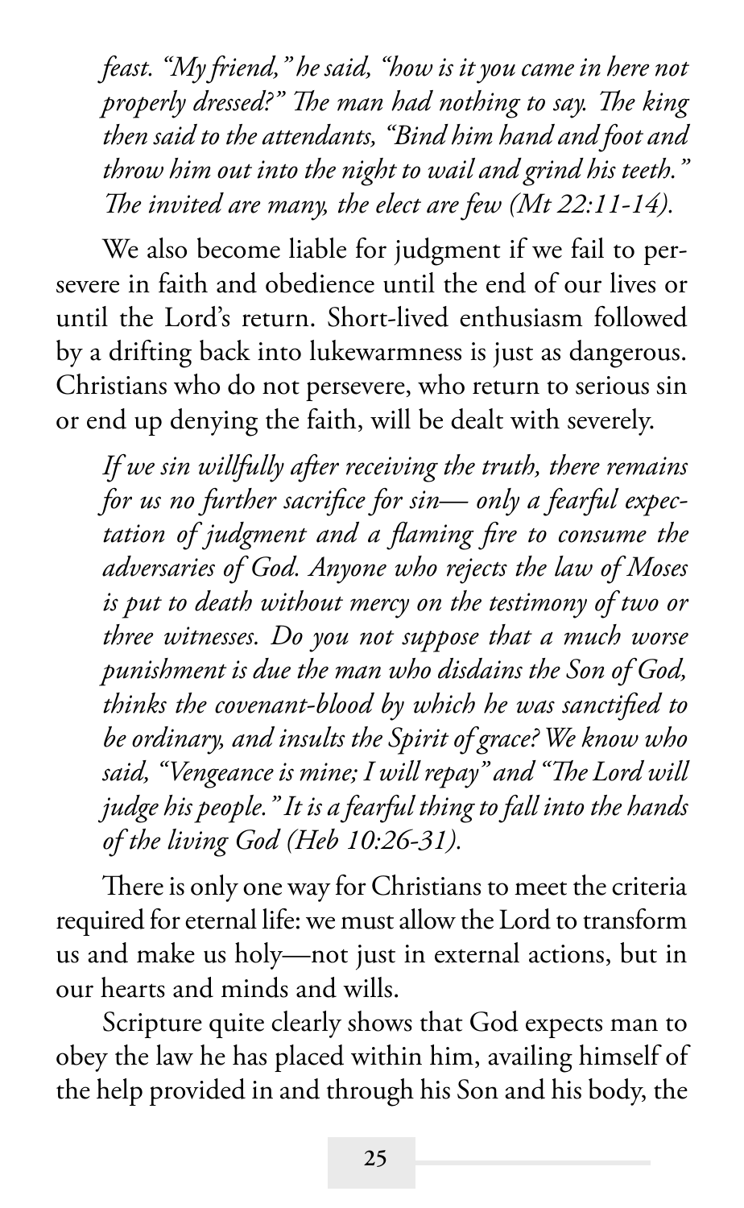*feast. "My friend," he said, "how is it you came in here not properly dressed?" The man had nothing to say. The king then said to the attendants, "Bind him hand and foot and throw him out into the night to wail and grind his teeth." The invited are many, the elect are few (Mt 22:11-14).*

We also become liable for judgment if we fail to persevere in faith and obedience until the end of our lives or until the Lord's return. Short-lived enthusiasm followed by a drifting back into lukewarmness is just as dangerous. Christians who do not persevere, who return to serious sin or end up denying the faith, will be dealt with severely.

*If we sin willfully after receiving the truth, there remains for us no further sacrifice for sin— only a fearful expectation of judgment and a flaming fire to consume the adversaries of God. Anyone who rejects the law of Moses is put to death without mercy on the testimony of two or three witnesses. Do you not suppose that a much worse punishment is due the man who disdains the Son of God, thinks the covenant-blood by which he was sanctified to be ordinary, and insults the Spirit of grace? We know who said, "Vengeance is mine; I will repay" and "The Lord will judge his people." It is a fearful thing to fall into the hands of the living God (Heb 10:26-31).*

There is only one way for Christians to meet the criteria required for eternal life: we must allow the Lord to transform us and make us holy—not just in external actions, but in our hearts and minds and wills.

Scripture quite clearly shows that God expects man to obey the law he has placed within him, availing himself of the help provided in and through his Son and his body, the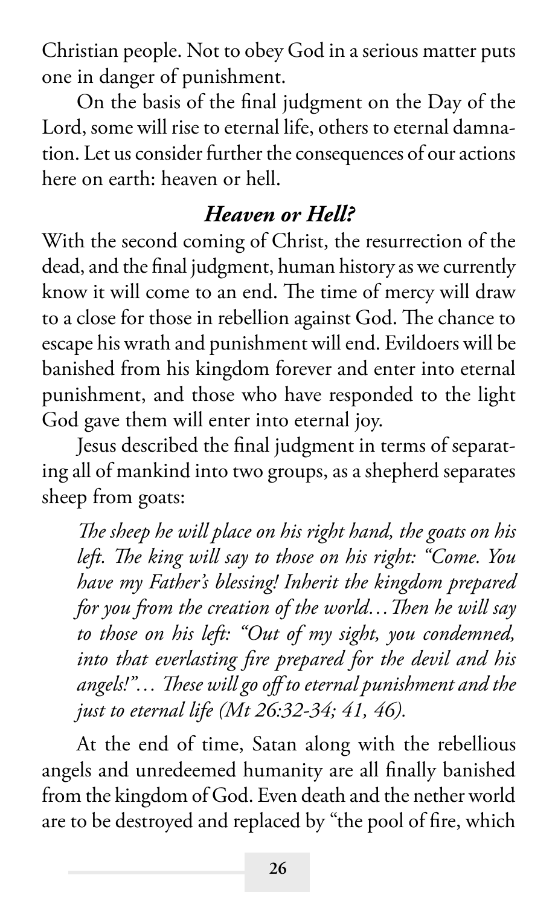Christian people. Not to obey God in a serious matter puts one in danger of punishment.

On the basis of the final judgment on the Day of the Lord, some will rise to eternal life, others to eternal damnation. Let us consider further the consequences of our actions here on earth: heaven or hell.

### *Heaven or Hell?*

With the second coming of Christ, the resurrection of the dead, and the final judgment, human history as we currently know it will come to an end. The time of mercy will draw to a close for those in rebellion against God. The chance to escape his wrath and punishment will end. Evildoers will be banished from his kingdom forever and enter into eternal punishment, and those who have responded to the light God gave them will enter into eternal joy.

Jesus described the final judgment in terms of separating all of mankind into two groups, as a shepherd separates sheep from goats:

> *The sheep he will place on his right hand, the goats on his left. The king will say to those on his right: "Come. You have my Father's blessing! Inherit the kingdom prepared for you from the creation of the world…Then he will say to those on his left: "Out of my sight, you condemned, into that everlasting fire prepared for the devil and his angels!"… These will go off to eternal punishment and the just to eternal life (Mt 26:32-34; 41, 46).*

At the end of time, Satan along with the rebellious angels and unredeemed humanity are all finally banished from the kingdom of God. Even death and the nether world are to be destroyed and replaced by "the pool of fire, which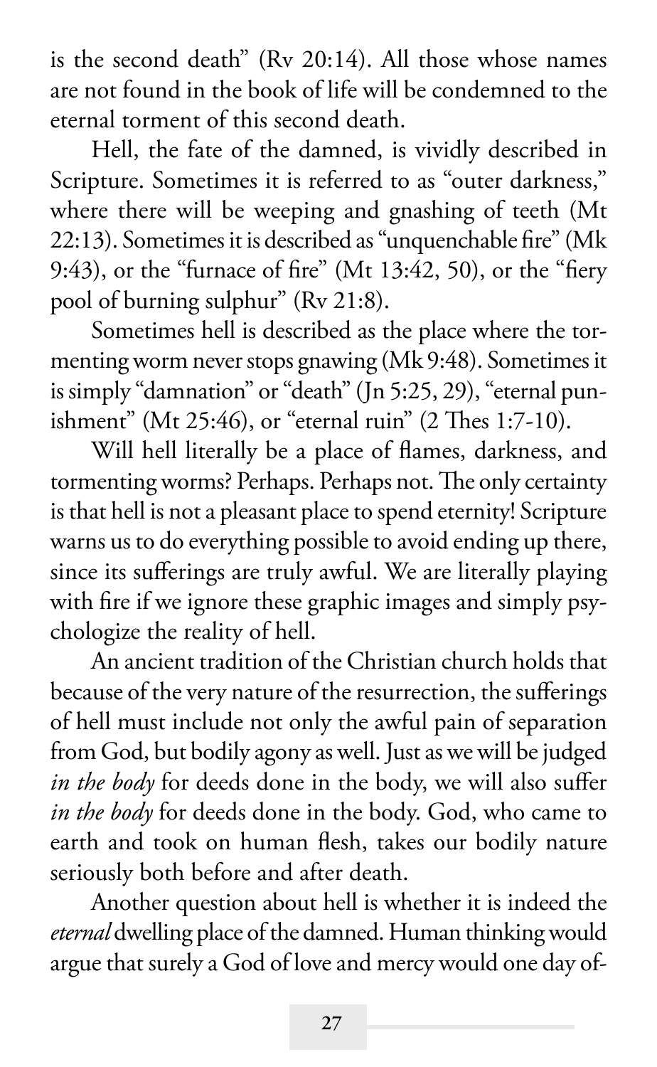is the second death" (Rv 20:14). All those whose names are not found in the book of life will be condemned to the eternal torment of this second death.

Hell, the fate of the damned, is vividly described in Scripture. Sometimes it is referred to as "outer darkness," where there will be weeping and gnashing of teeth (Mt 22:13). Sometimes it is described as "unquenchable fire" (Mk 9:43), or the "furnace of fire" (Mt 13:42, 50), or the "fiery pool of burning sulphur" (Rv 21:8).

Sometimes hell is described as the place where the tormenting worm never stops gnawing (Mk 9:48). Sometimes it is simply "damnation" or "death" (Jn 5:25, 29), "eternal punishment" (Mt 25:46), or "eternal ruin" (2 Thes 1:7-10).

Will hell literally be a place of flames, darkness, and tormenting worms? Perhaps. Perhaps not. The only certainty is that hell is not a pleasant place to spend eternity! Scripture warns us to do everything possible to avoid ending up there, since its sufferings are truly awful. We are literally playing with fire if we ignore these graphic images and simply psychologize the reality of hell.

An ancient tradition of the Christian church holds that because of the very nature of the resurrection, the sufferings of hell must include not only the awful pain of separation from God, but bodily agony as well. Just as we will be judged *in the body* for deeds done in the body, we will also suffer *in the body* for deeds done in the body. God, who came to earth and took on human flesh, takes our bodily nature seriously both before and after death.

Another question about hell is whether it is indeed the *eternal* dwelling place of the damned. Human thinking would argue that surely a God of love and mercy would one day of-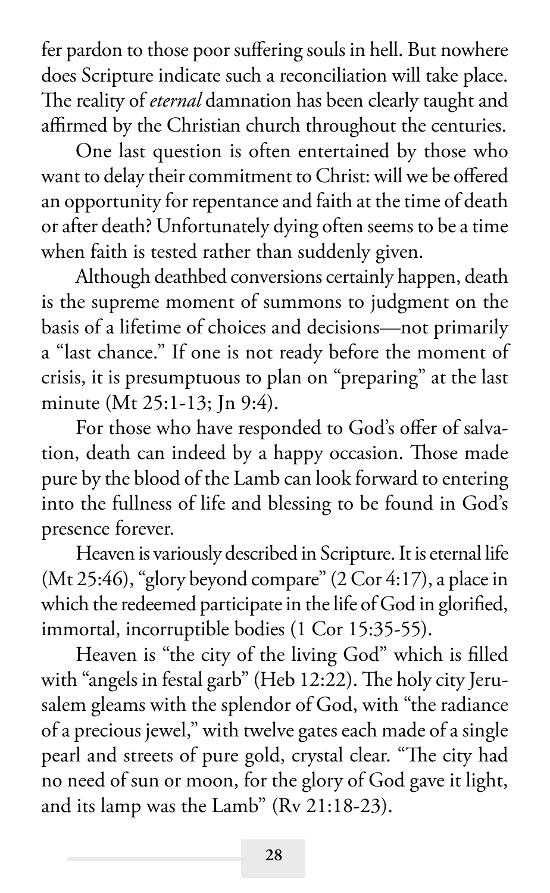fer pardon to those poor suffering souls in hell. But nowhere does Scripture indicate such a reconciliation will take place. The reality of *eternal* damnation has been clearly taught and affirmed by the Christian church throughout the centuries.

One last question is often entertained by those who want to delay their commitment to Christ: will we be offered an opportunity for repentance and faith at the time of death or after death? Unfortunately dying often seems to be a time when faith is tested rather than suddenly given.

Although deathbed conversions certainly happen, death is the supreme moment of summons to judgment on the basis of a lifetime of choices and decisions—not primarily a "last chance." If one is not ready before the moment of crisis, it is presumptuous to plan on "preparing" at the last minute (Mt 25:1-13; Jn 9:4).

For those who have responded to God's offer of salvation, death can indeed by a happy occasion. Those made pure by the blood of the Lamb can look forward to entering into the fullness of life and blessing to be found in God's presence forever.

Heaven is variously described in Scripture. It is eternal life (Mt 25:46), "glory beyond compare" (2 Cor 4:17), a place in which the redeemed participate in the life of God in glorified, immortal, incorruptible bodies (1 Cor 15:35-55).

Heaven is "the city of the living God" which is filled with "angels in festal garb" (Heb 12:22). The holy city Jerusalem gleams with the splendor of God, with "the radiance of a precious jewel," with twelve gates each made of a single pearl and streets of pure gold, crystal clear. "The city had no need of sun or moon, for the glory of God gave it light, and its lamp was the Lamb" (Rv 21:18-23).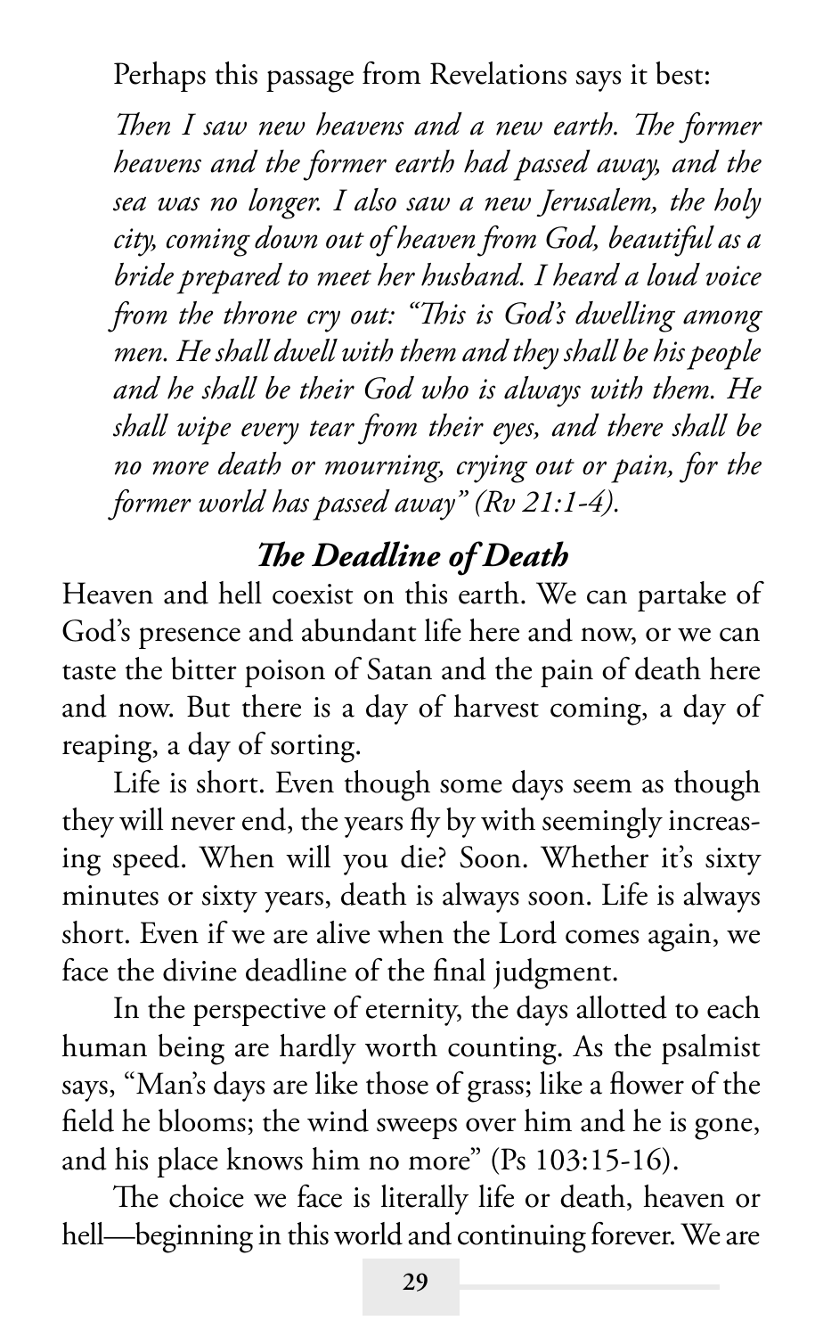Perhaps this passage from Revelations says it best:

*Then I saw new heavens and a new earth. The former heavens and the former earth had passed away, and the sea was no longer. I also saw a new Jerusalem, the holy city, coming down out of heaven from God, beautiful as a bride prepared to meet her husband. I heard a loud voice from the throne cry out: "This is God's dwelling among men. He shall dwell with them and they shall be his people and he shall be their God who is always with them. He shall wipe every tear from their eyes, and there shall be no more death or mourning, crying out or pain, for the former world has passed away" (Rv 21:1-4).*

### *The Deadline of Death*

Heaven and hell coexist on this earth. We can partake of God's presence and abundant life here and now, or we can taste the bitter poison of Satan and the pain of death here and now. But there is a day of harvest coming, a day of reaping, a day of sorting.

Life is short. Even though some days seem as though they will never end, the years fly by with seemingly increasing speed. When will you die? Soon. Whether it's sixty minutes or sixty years, death is always soon. Life is always short. Even if we are alive when the Lord comes again, we face the divine deadline of the final judgment.

In the perspective of eternity, the days allotted to each human being are hardly worth counting. As the psalmist says, "Man's days are like those of grass; like a flower of the field he blooms; the wind sweeps over him and he is gone, and his place knows him no more" (Ps 103:15-16).

The choice we face is literally life or death, heaven or hell—beginning in this world and continuing forever. We are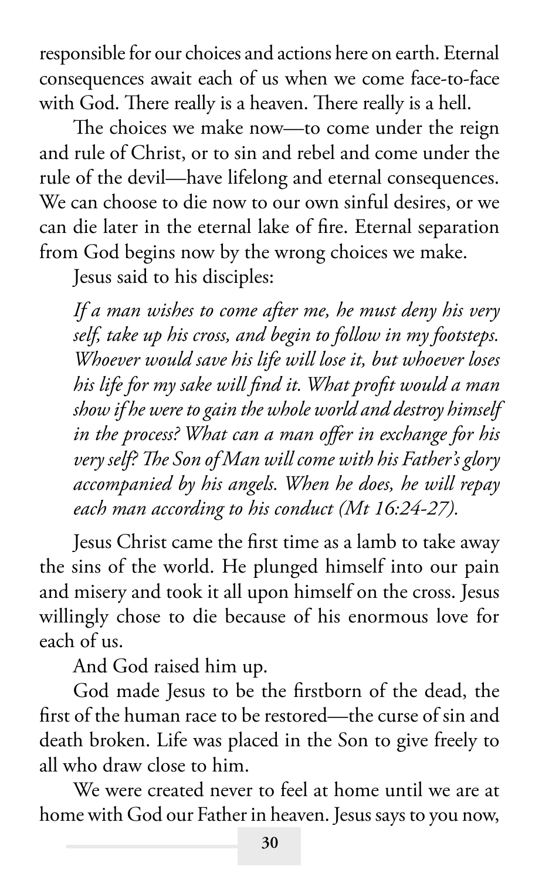responsible for our choices and actions here on earth. Eternal consequences await each of us when we come face-to-face with God. There really is a heaven. There really is a hell.

The choices we make now—to come under the reign and rule of Christ, or to sin and rebel and come under the rule of the devil—have lifelong and eternal consequences. We can choose to die now to our own sinful desires, or we can die later in the eternal lake of fire. Eternal separation from God begins now by the wrong choices we make.

Jesus said to his disciples:

> *If a man wishes to come after me, he must deny his very self, take up his cross, and begin to follow in my footsteps. Whoever would save his life will lose it, but whoever loses his life for my sake will find it. What profit would a man show if he were to gain the whole world and destroy himself in the process? What can a man offer in exchange for his very self? The Son of Man will come with his Father's glory accompanied by his angels. When he does, he will repay each man according to his conduct (Mt 16:24-27).*

Jesus Christ came the first time as a lamb to take away the sins of the world. He plunged himself into our pain and misery and took it all upon himself on the cross. Jesus willingly chose to die because of his enormous love for each of us.

And God raised him up.

God made Jesus to be the firstborn of the dead, the first of the human race to be restored—the curse of sin and death broken. Life was placed in the Son to give freely to all who draw close to him.

We were created never to feel at home until we are at home with God our Father in heaven. Jesus says to you now,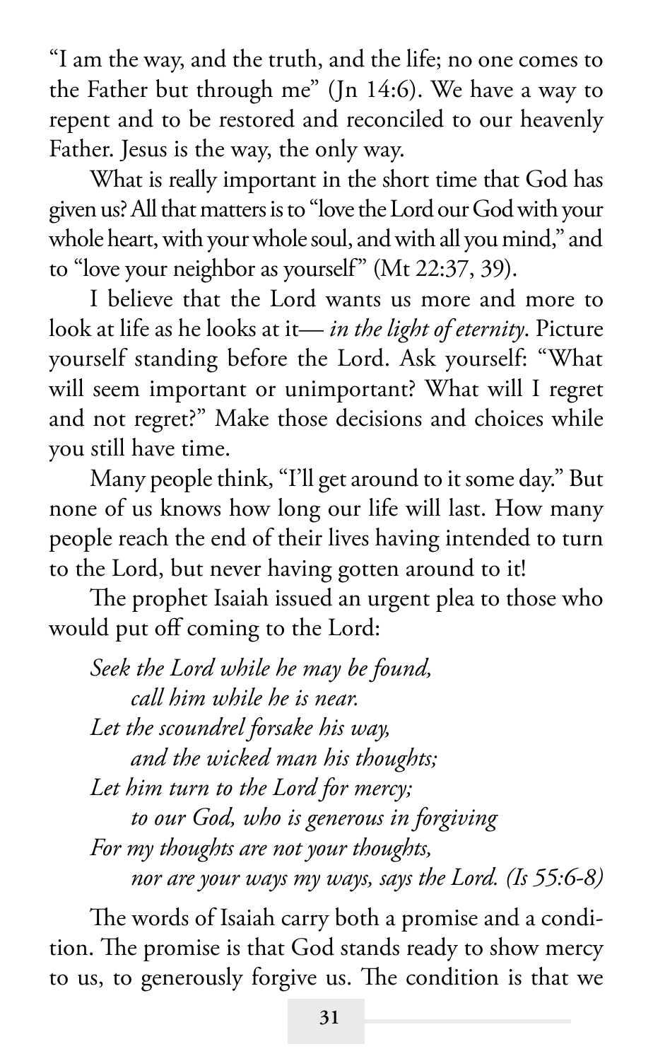"I am the way, and the truth, and the life; no one comes to the Father but through me" (Jn 14:6). We have a way to repent and to be restored and reconciled to our heavenly Father. Jesus is the way, the only way.

What is really important in the short time that God has given us? All that matters is to "love the Lord our God with your whole heart, with your whole soul, and with all you mind," and to "love your neighbor as yourself" (Mt 22:37, 39).

I believe that the Lord wants us more and more to look at life as he looks at it— *in the light of eternity*. Picture yourself standing before the Lord. Ask yourself: "What will seem important or unimportant? What will I regret and not regret?" Make those decisions and choices while you still have time.

Many people think, "I'll get around to it some day." But none of us knows how long our life will last. How many people reach the end of their lives having intended to turn to the Lord, but never having gotten around to it!

The prophet Isaiah issued an urgent plea to those who would put off coming to the Lord:

> *Seek the Lord while he may be found,*
> *call him while he is near.*
> *Let the scoundrel forsake his way,*
> *and the wicked man his thoughts;*
> *Let him turn to the Lord for mercy;*
> *to our God, who is generous in forgiving*
> *For my thoughts are not your thoughts,*
> *nor are your ways my ways, says the Lord. (Is 55:6-8)*

The words of Isaiah carry both a promise and a condition. The promise is that God stands ready to show mercy to us, to generously forgive us. The condition is that we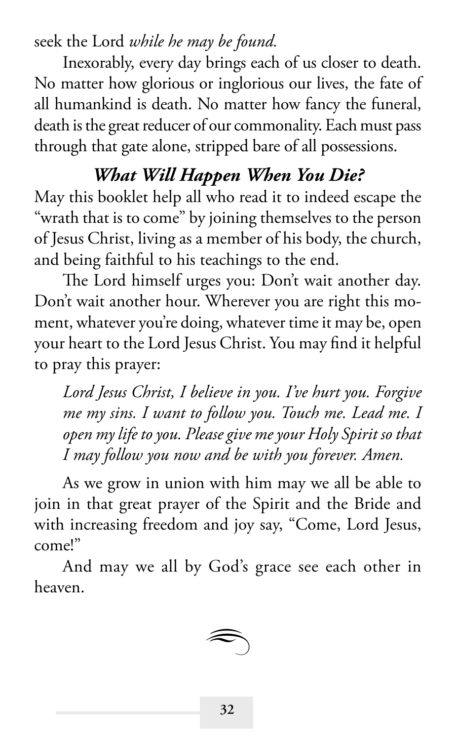seek the Lord *while he may be found.*

Inexorably, every day brings each of us closer to death. No matter how glorious or inglorious our lives, the fate of all humankind is death. No matter how fancy the funeral, death is the great reducer of our commonality. Each must pass through that gate alone, stripped bare of all possessions.

## *What Will Happen When You Die?*

May this booklet help all who read it to indeed escape the "wrath that is to come" by joining themselves to the person of Jesus Christ, living as a member of his body, the church, and being faithful to his teachings to the end.

The Lord himself urges you: Don't wait another day. Don't wait another hour. Wherever you are right this moment, whatever you're doing, whatever time it may be, open your heart to the Lord Jesus Christ. You may find it helpful to pray this prayer:

> *Lord Jesus Christ, I believe in you. I've hurt you. Forgive me my sins. I want to follow you. Touch me. Lead me. I open my life to you. Please give me your Holy Spirit so that I may follow you now and be with you forever. Amen.*

As we grow in union with him may we all be able to join in that great prayer of the Spirit and the Bride and with increasing freedom and joy say, "Come, Lord Jesus, come!"

And may we all by God's grace see each other in heaven.